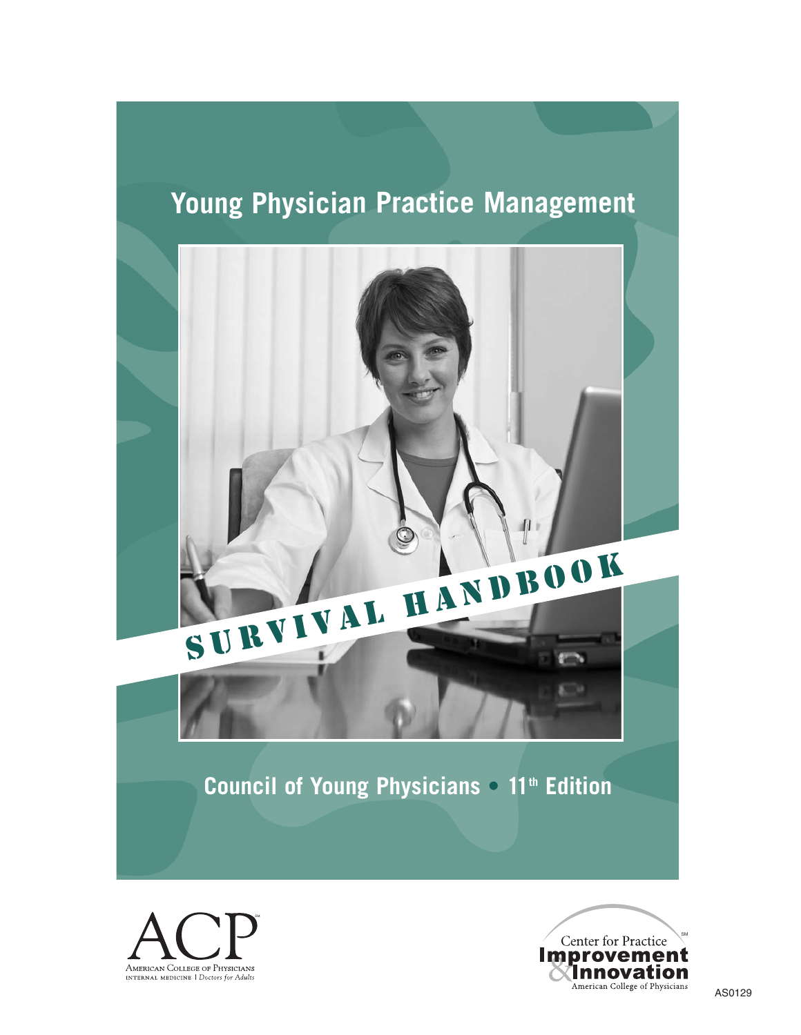# Young Physician Practice Management

# SURVIVAL HANDBOOK

**Council of Young Physicians • 11th Edition**

ACP
American College of Physicians
Internal Medicine | Doctors for Adults

Center for Practice Improvement & Innovation
American College of Physicians

AS0129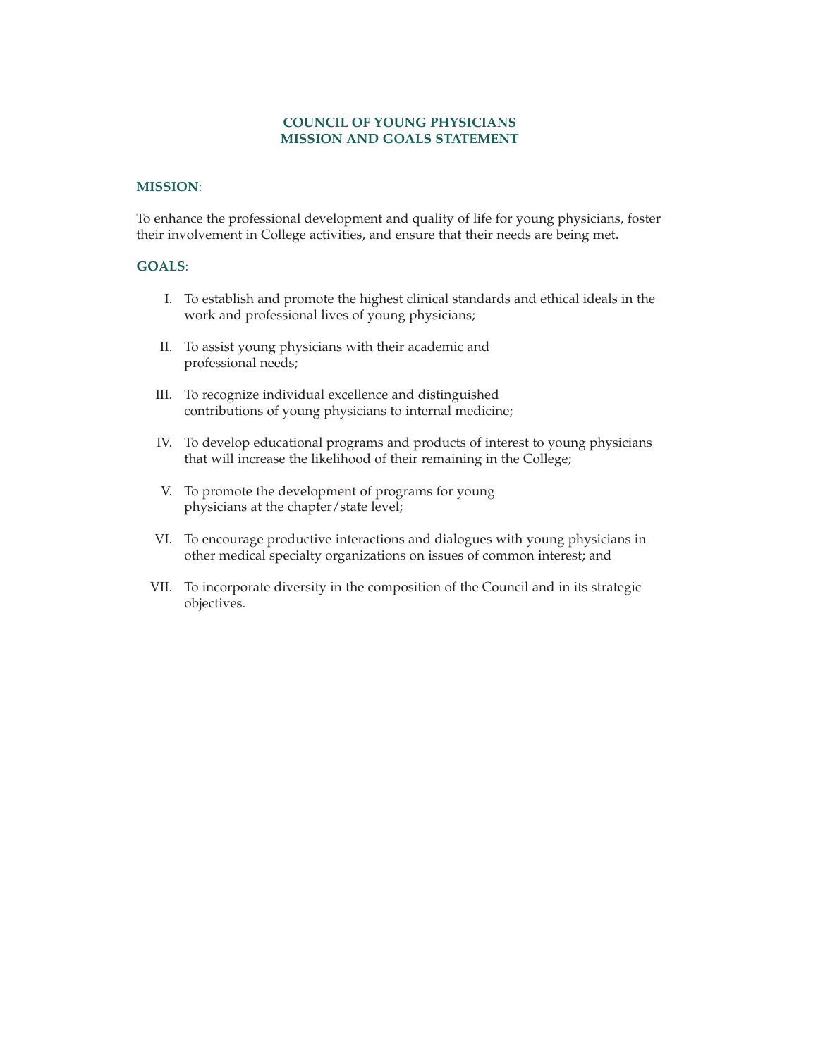# COUNCIL OF YOUNG PHYSICIANS
# MISSION AND GOALS STATEMENT

**MISSION**:

To enhance the professional development and quality of life for young physicians, foster their involvement in College activities, and ensure that their needs are being met.

**GOALS**:

I. To establish and promote the highest clinical standards and ethical ideals in the work and professional lives of young physicians;

II. To assist young physicians with their academic and professional needs;

III. To recognize individual excellence and distinguished contributions of young physicians to internal medicine;

IV. To develop educational programs and products of interest to young physicians that will increase the likelihood of their remaining in the College;

V. To promote the development of programs for young physicians at the chapter/state level;

VI. To encourage productive interactions and dialogues with young physicians in other medical specialty organizations on issues of common interest; and

VII. To incorporate diversity in the composition of the Council and in its strategic objectives.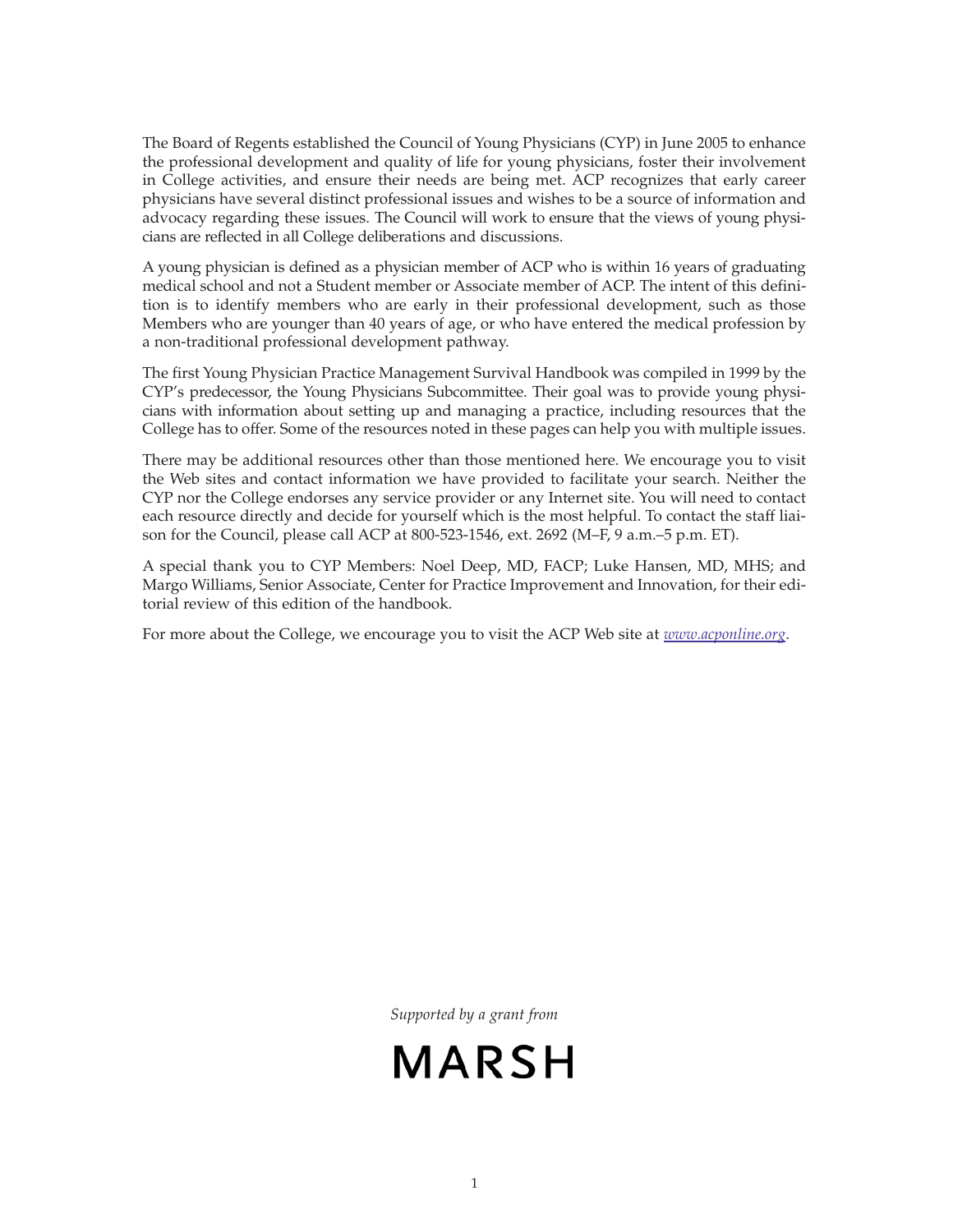The Board of Regents established the Council of Young Physicians (CYP) in June 2005 to enhance the professional development and quality of life for young physicians, foster their involvement in College activities, and ensure their needs are being met. ACP recognizes that early career physicians have several distinct professional issues and wishes to be a source of information and advocacy regarding these issues. The Council will work to ensure that the views of young physicians are reflected in all College deliberations and discussions.

A young physician is defined as a physician member of ACP who is within 16 years of graduating medical school and not a Student member or Associate member of ACP. The intent of this definition is to identify members who are early in their professional development, such as those Members who are younger than 40 years of age, or who have entered the medical profession by a non-traditional professional development pathway.

The first Young Physician Practice Management Survival Handbook was compiled in 1999 by the CYP's predecessor, the Young Physicians Subcommittee. Their goal was to provide young physicians with information about setting up and managing a practice, including resources that the College has to offer. Some of the resources noted in these pages can help you with multiple issues.

There may be additional resources other than those mentioned here. We encourage you to visit the Web sites and contact information we have provided to facilitate your search. Neither the CYP nor the College endorses any service provider or any Internet site. You will need to contact each resource directly and decide for yourself which is the most helpful. To contact the staff liaison for the Council, please call ACP at 800-523-1546, ext. 2692 (M–F, 9 a.m.–5 p.m. ET).

A special thank you to CYP Members: Noel Deep, MD, FACP; Luke Hansen, MD, MHS; and Margo Williams, Senior Associate, Center for Practice Improvement and Innovation, for their editorial review of this edition of the handbook.

For more about the College, we encourage you to visit the ACP Web site at *www.acponline.org*.

*Supported by a grant from*

MARSH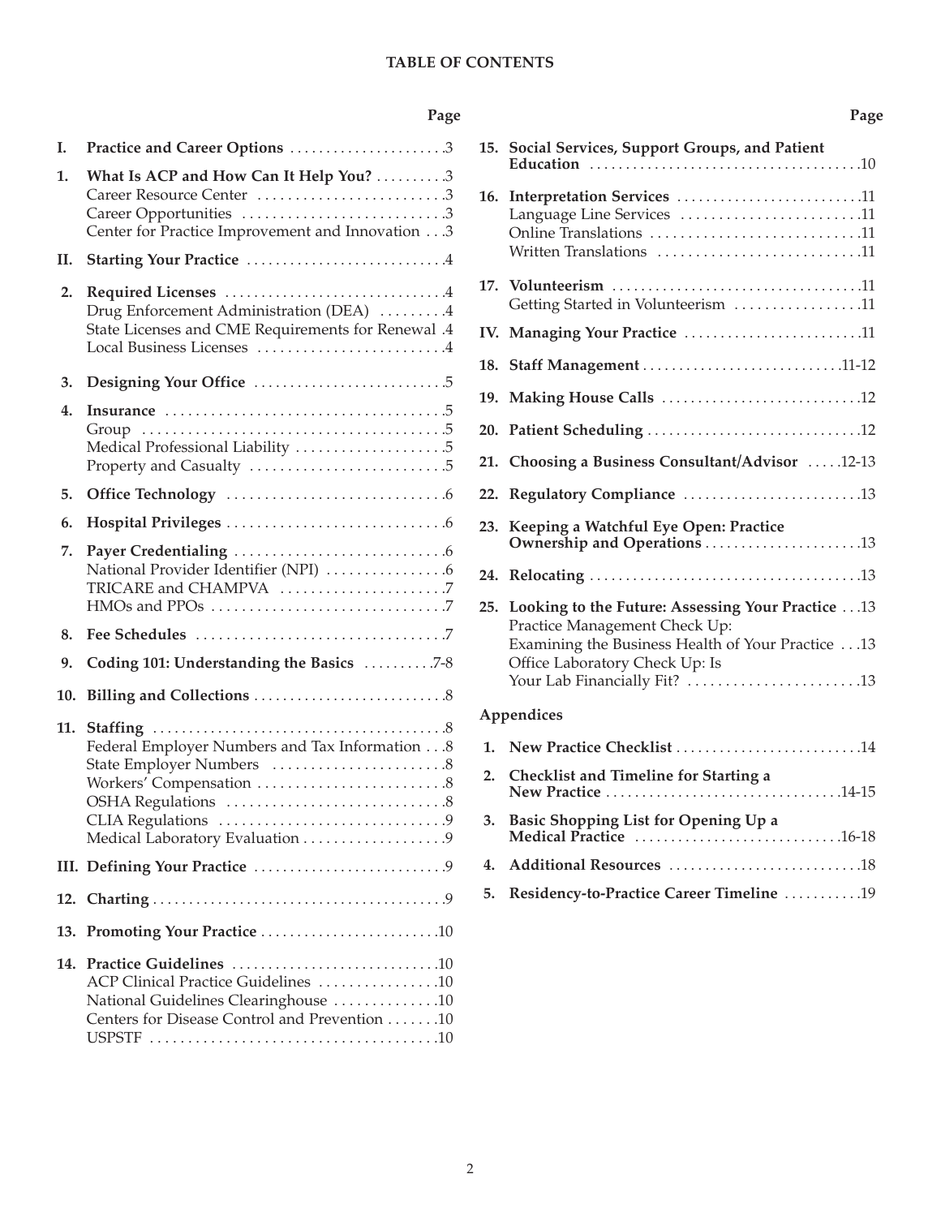# TABLE OF CONTENTS

| | | Page |
|---|---|---|
| **I.** | **Practice and Career Options** | 3 |
| **1.** | **What Is ACP and How Can It Help You?** | 3 |
| | Career Resource Center | 3 |
| | Career Opportunities | 3 |
| | Center for Practice Improvement and Innovation | 3 |
| **II.** | **Starting Your Practice** | 4 |
| **2.** | **Required Licenses** | 4 |
| | Drug Enforcement Administration (DEA) | 4 |
| | State Licenses and CME Requirements for Renewal | 4 |
| | Local Business Licenses | 4 |
| **3.** | **Designing Your Office** | 5 |
| **4.** | **Insurance** | 5 |
| | Group | 5 |
| | Medical Professional Liability | 5 |
| | Property and Casualty | 5 |
| **5.** | **Office Technology** | 6 |
| **6.** | **Hospital Privileges** | 6 |
| **7.** | **Payer Credentialing** | 6 |
| | National Provider Identifier (NPI) | 6 |
| | TRICARE and CHAMPVA | 7 |
| | HMOs and PPOs | 7 |
| **8.** | **Fee Schedules** | 7 |
| **9.** | **Coding 101: Understanding the Basics** | 7-8 |
| **10.** | **Billing and Collections** | 8 |
| **11.** | **Staffing** | 8 |
| | Federal Employer Numbers and Tax Information | 8 |
| | State Employer Numbers | 8 |
| | Workers' Compensation | 8 |
| | OSHA Regulations | 8 |
| | CLIA Regulations | 9 |
| | Medical Laboratory Evaluation | 9 |
| **III.** | **Defining Your Practice** | 9 |
| **12.** | **Charting** | 9 |
| **13.** | **Promoting Your Practice** | 10 |
| **14.** | **Practice Guidelines** | 10 |
| | ACP Clinical Practice Guidelines | 10 |
| | National Guidelines Clearinghouse | 10 |
| | Centers for Disease Control and Prevention | 10 |
| | USPSTF | 10 |
| **15.** | **Social Services, Support Groups, and Patient Education** | 10 |
| **16.** | **Interpretation Services** | 11 |
| | Language Line Services | 11 |
| | Online Translations | 11 |
| | Written Translations | 11 |
| **17.** | **Volunteerism** | 11 |
| | Getting Started in Volunteerism | 11 |
| **IV.** | **Managing Your Practice** | 11 |
| **18.** | **Staff Management** | 11-12 |
| **19.** | **Making House Calls** | 12 |
| **20.** | **Patient Scheduling** | 12 |
| **21.** | **Choosing a Business Consultant/Advisor** | 12-13 |
| **22.** | **Regulatory Compliance** | 13 |
| **23.** | **Keeping a Watchful Eye Open: Practice Ownership and Operations** | 13 |
| **24.** | **Relocating** | 13 |
| **25.** | **Looking to the Future: Assessing Your Practice** | 13 |
| | Practice Management Check Up: Examining the Business Health of Your Practice | 13 |
| | Office Laboratory Check Up: Is Your Lab Financially Fit? | 13 |
| | **Appendices** | |
| **1.** | **New Practice Checklist** | 14 |
| **2.** | **Checklist and Timeline for Starting a New Practice** | 14-15 |
| **3.** | **Basic Shopping List for Opening Up a Medical Practice** | 16-18 |
| **4.** | **Additional Resources** | 18 |
| **5.** | **Residency-to-Practice Career Timeline** | 19 |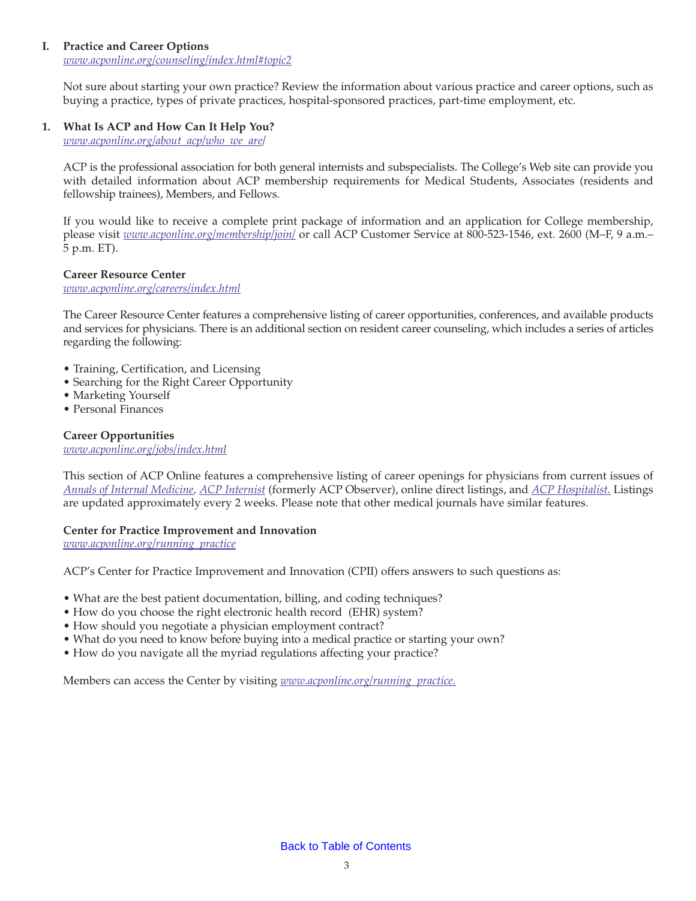## I. Practice and Career Options

*www.acponline.org/counseling/index.html#topic2*

Not sure about starting your own practice? Review the information about various practice and career options, such as buying a practice, types of private practices, hospital-sponsored practices, part-time employment, etc.

## 1. What Is ACP and How Can It Help You?

*www.acponline.org/about_acp/who_we_are/*

ACP is the professional association for both general internists and subspecialists. The College's Web site can provide you with detailed information about ACP membership requirements for Medical Students, Associates (residents and fellowship trainees), Members, and Fellows.

If you would like to receive a complete print package of information and an application for College membership, please visit *www.acponline.org/membership/join/* or call ACP Customer Service at 800-523-1546, ext. 2600 (M–F, 9 a.m.–5 p.m. ET).

### Career Resource Center

*www.acponline.org/careers/index.html*

The Career Resource Center features a comprehensive listing of career opportunities, conferences, and available products and services for physicians. There is an additional section on resident career counseling, which includes a series of articles regarding the following:

- Training, Certification, and Licensing
- Searching for the Right Career Opportunity
- Marketing Yourself
- Personal Finances

### Career Opportunities

*www.acponline.org/jobs/index.html*

This section of ACP Online features a comprehensive listing of career openings for physicians from current issues of *Annals of Internal Medicine*, *ACP Internist* (formerly ACP Observer), online direct listings, and *ACP Hospitalist.* Listings are updated approximately every 2 weeks. Please note that other medical journals have similar features.

### Center for Practice Improvement and Innovation

*www.acponline.org/running_practice*

ACP's Center for Practice Improvement and Innovation (CPII) offers answers to such questions as:

- What are the best patient documentation, billing, and coding techniques?
- How do you choose the right electronic health record (EHR) system?
- How should you negotiate a physician employment contract?
- What do you need to know before buying into a medical practice or starting your own?
- How do you navigate all the myriad regulations affecting your practice?

Members can access the Center by visiting *www.acponline.org/running_practice.*

Back to Table of Contents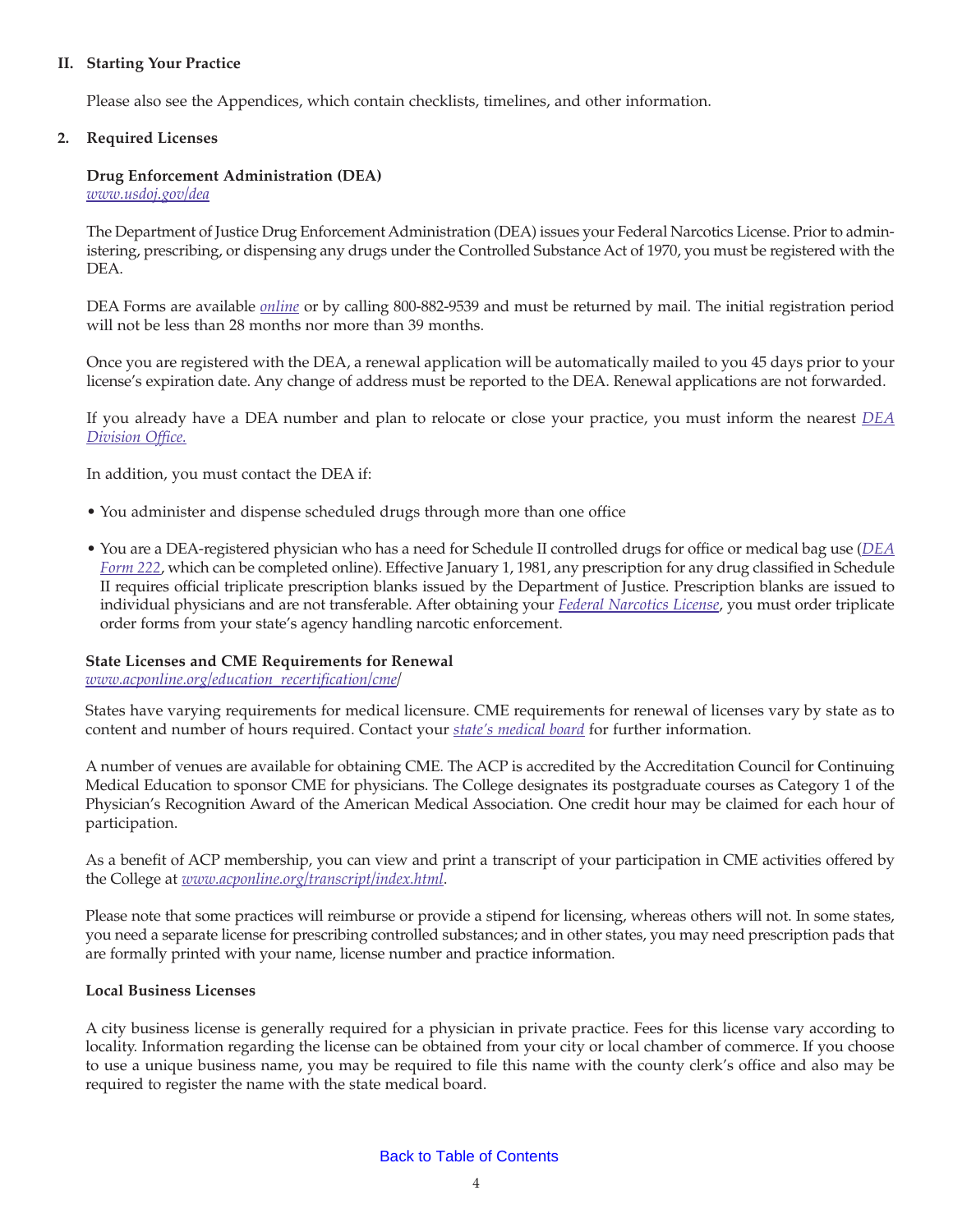## II. Starting Your Practice

Please also see the Appendices, which contain checklists, timelines, and other information.

### 2. Required Licenses

**Drug Enforcement Administration (DEA)**
*www.usdoj.gov/dea*

The Department of Justice Drug Enforcement Administration (DEA) issues your Federal Narcotics License. Prior to administering, prescribing, or dispensing any drugs under the Controlled Substance Act of 1970, you must be registered with the DEA.

DEA Forms are available *online* or by calling 800-882-9539 and must be returned by mail. The initial registration period will not be less than 28 months nor more than 39 months.

Once you are registered with the DEA, a renewal application will be automatically mailed to you 45 days prior to your license's expiration date. Any change of address must be reported to the DEA. Renewal applications are not forwarded.

If you already have a DEA number and plan to relocate or close your practice, you must inform the nearest *DEA Division Office.*

In addition, you must contact the DEA if:

- You administer and dispense scheduled drugs through more than one office
- You are a DEA-registered physician who has a need for Schedule II controlled drugs for office or medical bag use (*DEA Form 222*, which can be completed online). Effective January 1, 1981, any prescription for any drug classified in Schedule II requires official triplicate prescription blanks issued by the Department of Justice. Prescription blanks are issued to individual physicians and are not transferable. After obtaining your *Federal Narcotics License*, you must order triplicate order forms from your state's agency handling narcotic enforcement.

**State Licenses and CME Requirements for Renewal**
*www.acponline.org/education_recertification/cme/*

States have varying requirements for medical licensure. CME requirements for renewal of licenses vary by state as to content and number of hours required. Contact your *state's medical board* for further information.

A number of venues are available for obtaining CME. The ACP is accredited by the Accreditation Council for Continuing Medical Education to sponsor CME for physicians. The College designates its postgraduate courses as Category 1 of the Physician's Recognition Award of the American Medical Association. One credit hour may be claimed for each hour of participation.

As a benefit of ACP membership, you can view and print a transcript of your participation in CME activities offered by the College at *www.acponline.org/transcript/index.html*.

Please note that some practices will reimburse or provide a stipend for licensing, whereas others will not. In some states, you need a separate license for prescribing controlled substances; and in other states, you may need prescription pads that are formally printed with your name, license number and practice information.

**Local Business Licenses**

A city business license is generally required for a physician in private practice. Fees for this license vary according to locality. Information regarding the license can be obtained from your city or local chamber of commerce. If you choose to use a unique business name, you may be required to file this name with the county clerk's office and also may be required to register the name with the state medical board.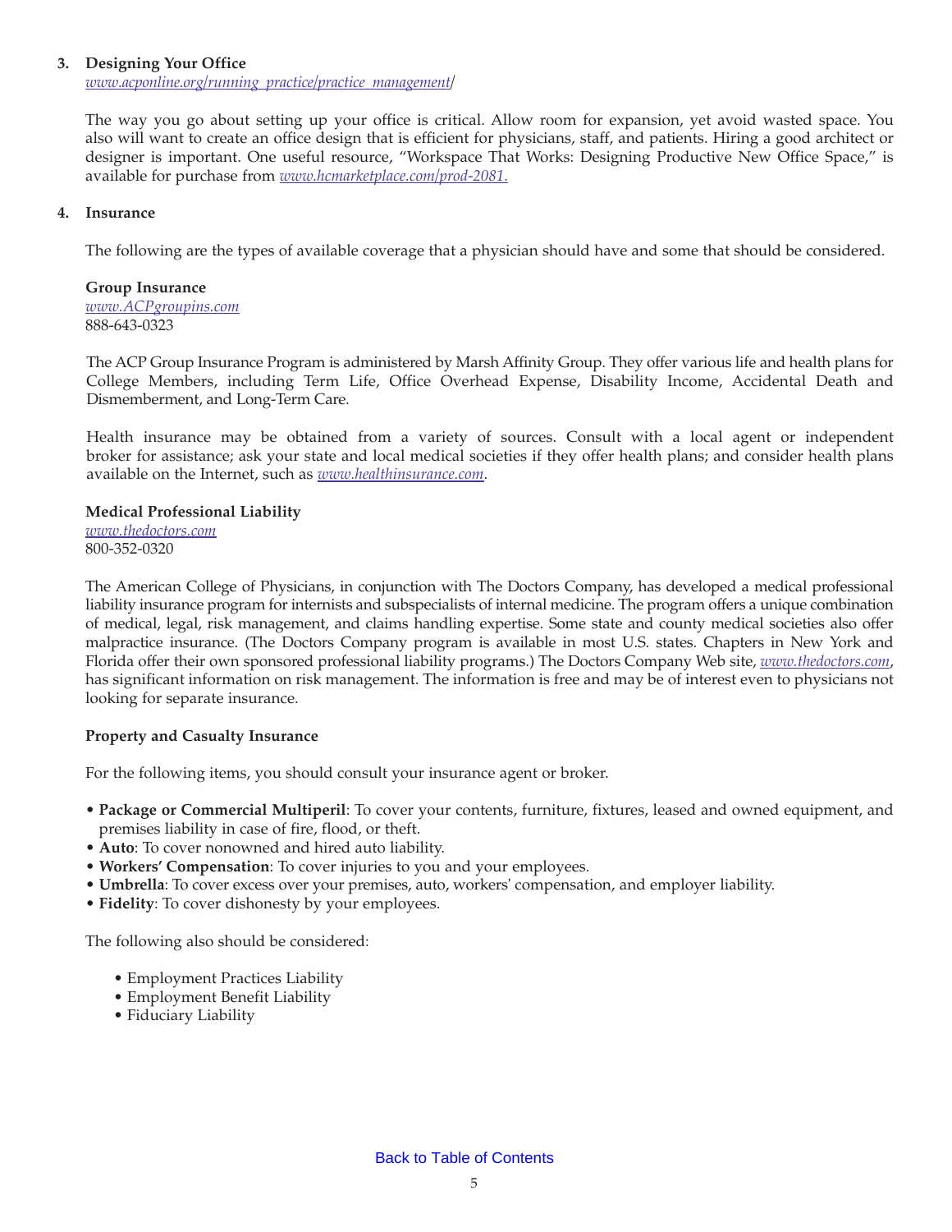### 3. Designing Your Office

*www.acponline.org/running_practice/practice_management/*

The way you go about setting up your office is critical. Allow room for expansion, yet avoid wasted space. You also will want to create an office design that is efficient for physicians, staff, and patients. Hiring a good architect or designer is important. One useful resource, "Workspace That Works: Designing Productive New Office Space," is available for purchase from *www.hcmarketplace.com/prod-2081.*

### 4. Insurance

The following are the types of available coverage that a physician should have and some that should be considered.

**Group Insurance**
*www.ACPgroupins.com*
888-643-0323

The ACP Group Insurance Program is administered by Marsh Affinity Group. They offer various life and health plans for College Members, including Term Life, Office Overhead Expense, Disability Income, Accidental Death and Dismemberment, and Long-Term Care.

Health insurance may be obtained from a variety of sources. Consult with a local agent or independent broker for assistance; ask your state and local medical societies if they offer health plans; and consider health plans available on the Internet, such as *www.healthinsurance.com*.

**Medical Professional Liability**
*www.thedoctors.com*
800-352-0320

The American College of Physicians, in conjunction with The Doctors Company, has developed a medical professional liability insurance program for internists and subspecialists of internal medicine. The program offers a unique combination of medical, legal, risk management, and claims handling expertise. Some state and county medical societies also offer malpractice insurance. (The Doctors Company program is available in most U.S. states. Chapters in New York and Florida offer their own sponsored professional liability programs.) The Doctors Company Web site, *www.thedoctors.com*, has significant information on risk management. The information is free and may be of interest even to physicians not looking for separate insurance.

**Property and Casualty Insurance**

For the following items, you should consult your insurance agent or broker.

- **Package or Commercial Multiperil**: To cover your contents, furniture, fixtures, leased and owned equipment, and premises liability in case of fire, flood, or theft.
- **Auto**: To cover nonowned and hired auto liability.
- **Workers' Compensation**: To cover injuries to you and your employees.
- **Umbrella**: To cover excess over your premises, auto, workers' compensation, and employer liability.
- **Fidelity**: To cover dishonesty by your employees.

The following also should be considered:

- Employment Practices Liability
- Employment Benefit Liability
- Fiduciary Liability

Back to Table of Contents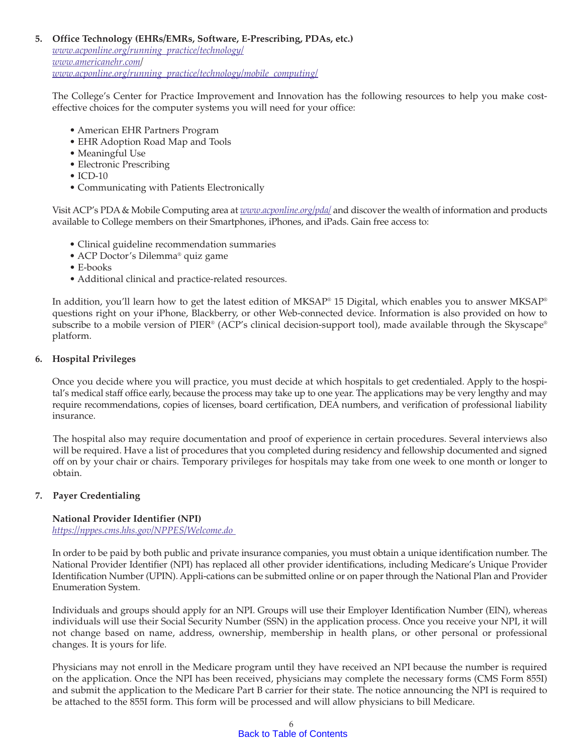**5. Office Technology (EHRs/EMRs, Software, E-Prescribing, PDAs, etc.)**

*www.acponline.org/running_practice/technology/*
*www.americanehr.com/*
*www.acponline.org/running_practice/technology/mobile_computing/*

The College's Center for Practice Improvement and Innovation has the following resources to help you make cost-effective choices for the computer systems you will need for your office:

- American EHR Partners Program
- EHR Adoption Road Map and Tools
- Meaningful Use
- Electronic Prescribing
- ICD-10
- Communicating with Patients Electronically

Visit ACP's PDA & Mobile Computing area at *www.acponline.org/pda/* and discover the wealth of information and products available to College members on their Smartphones, iPhones, and iPads. Gain free access to:

- Clinical guideline recommendation summaries
- ACP Doctor's Dilemma® quiz game
- E-books
- Additional clinical and practice-related resources.

In addition, you'll learn how to get the latest edition of MKSAP® 15 Digital, which enables you to answer MKSAP® questions right on your iPhone, Blackberry, or other Web-connected device. Information is also provided on how to subscribe to a mobile version of PIER® (ACP's clinical decision-support tool), made available through the Skyscape® platform.

**6. Hospital Privileges**

Once you decide where you will practice, you must decide at which hospitals to get credentialed. Apply to the hospital's medical staff office early, because the process may take up to one year. The applications may be very lengthy and may require recommendations, copies of licenses, board certification, DEA numbers, and verification of professional liability insurance.

The hospital also may require documentation and proof of experience in certain procedures. Several interviews also will be required. Have a list of procedures that you completed during residency and fellowship documented and signed off on by your chair or chairs. Temporary privileges for hospitals may take from one week to one month or longer to obtain.

**7. Payer Credentialing**

**National Provider Identifier (NPI)**
*https://nppes.cms.hhs.gov/NPPES/Welcome.do*

In order to be paid by both public and private insurance companies, you must obtain a unique identification number. The National Provider Identifier (NPI) has replaced all other provider identifications, including Medicare's Unique Provider Identification Number (UPIN). Appli-cations can be submitted online or on paper through the National Plan and Provider Enumeration System.

Individuals and groups should apply for an NPI. Groups will use their Employer Identification Number (EIN), whereas individuals will use their Social Security Number (SSN) in the application process. Once you receive your NPI, it will not change based on name, address, ownership, membership in health plans, or other personal or professional changes. It is yours for life.

Physicians may not enroll in the Medicare program until they have received an NPI because the number is required on the application. Once the NPI has been received, physicians may complete the necessary forms (CMS Form 855I) and submit the application to the Medicare Part B carrier for their state. The notice announcing the NPI is required to be attached to the 855I form. This form will be processed and will allow physicians to bill Medicare.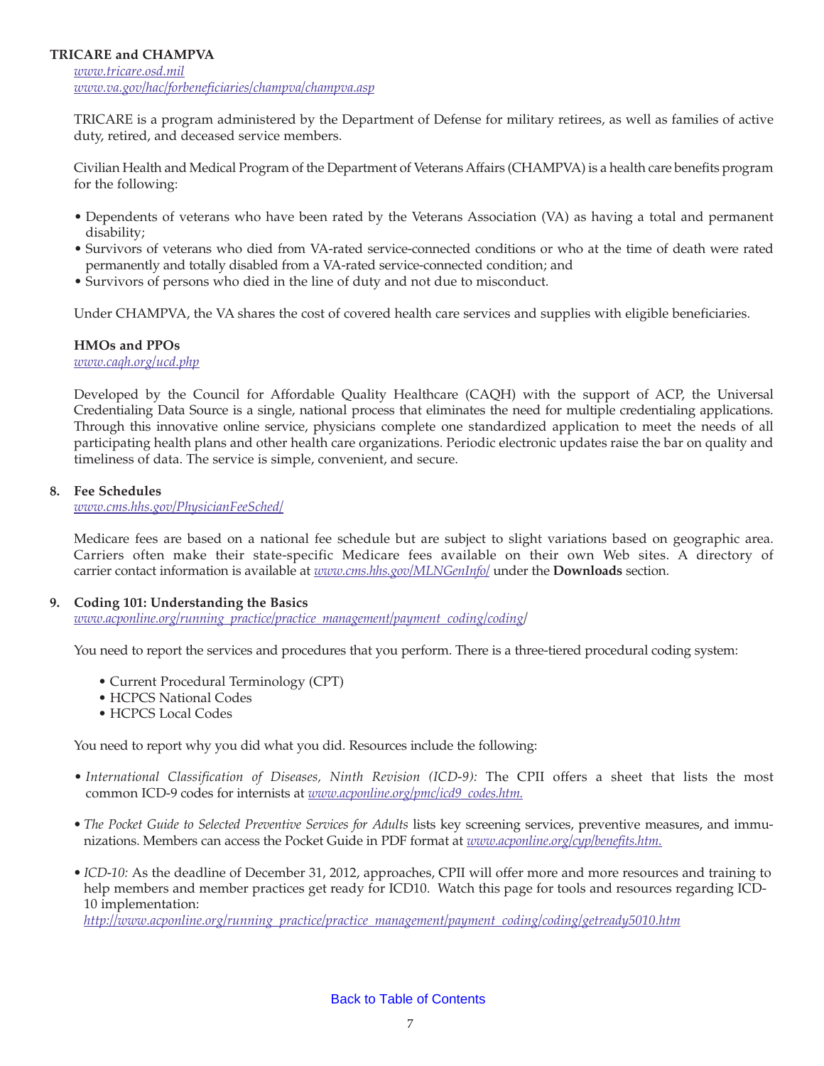**TRICARE and CHAMPVA**

*www.tricare.osd.mil*
*www.va.gov/hac/forbeneficiaries/champva/champva.asp*

TRICARE is a program administered by the Department of Defense for military retirees, as well as families of active duty, retired, and deceased service members.

Civilian Health and Medical Program of the Department of Veterans Affairs (CHAMPVA) is a health care benefits program for the following:

- Dependents of veterans who have been rated by the Veterans Association (VA) as having a total and permanent disability;
- Survivors of veterans who died from VA-rated service-connected conditions or who at the time of death were rated permanently and totally disabled from a VA-rated service-connected condition; and
- Survivors of persons who died in the line of duty and not due to misconduct.

Under CHAMPVA, the VA shares the cost of covered health care services and supplies with eligible beneficiaries.

**HMOs and PPOs**

*www.caqh.org/ucd.php*

Developed by the Council for Affordable Quality Healthcare (CAQH) with the support of ACP, the Universal Credentialing Data Source is a single, national process that eliminates the need for multiple credentialing applications. Through this innovative online service, physicians complete one standardized application to meet the needs of all participating health plans and other health care organizations. Periodic electronic updates raise the bar on quality and timeliness of data. The service is simple, convenient, and secure.

**8. Fee Schedules**

*www.cms.hhs.gov/PhysicianFeeSched/*

Medicare fees are based on a national fee schedule but are subject to slight variations based on geographic area. Carriers often make their state-specific Medicare fees available on their own Web sites. A directory of carrier contact information is available at *www.cms.hhs.gov/MLNGenInfo/* under the **Downloads** section.

**9. Coding 101: Understanding the Basics**

*www.acponline.org/running_practice/practice_management/payment_coding/coding/*

You need to report the services and procedures that you perform. There is a three-tiered procedural coding system:

- Current Procedural Terminology (CPT)
- HCPCS National Codes
- HCPCS Local Codes

You need to report why you did what you did. Resources include the following:

- *International Classification of Diseases, Ninth Revision (ICD-9):* The CPII offers a sheet that lists the most common ICD-9 codes for internists at *www.acponline.org/pmc/icd9_codes.htm.*
- *The Pocket Guide to Selected Preventive Services for Adults* lists key screening services, preventive measures, and immunizations. Members can access the Pocket Guide in PDF format at *www.acponline.org/cyp/benefits.htm.*
- *ICD-10:* As the deadline of December 31, 2012, approaches, CPII will offer more and more resources and training to help members and member practices get ready for ICD10. Watch this page for tools and resources regarding ICD-10 implementation:
  *http://www.acponline.org/running_practice/practice_management/payment_coding/coding/getready5010.htm*

Back to Table of Contents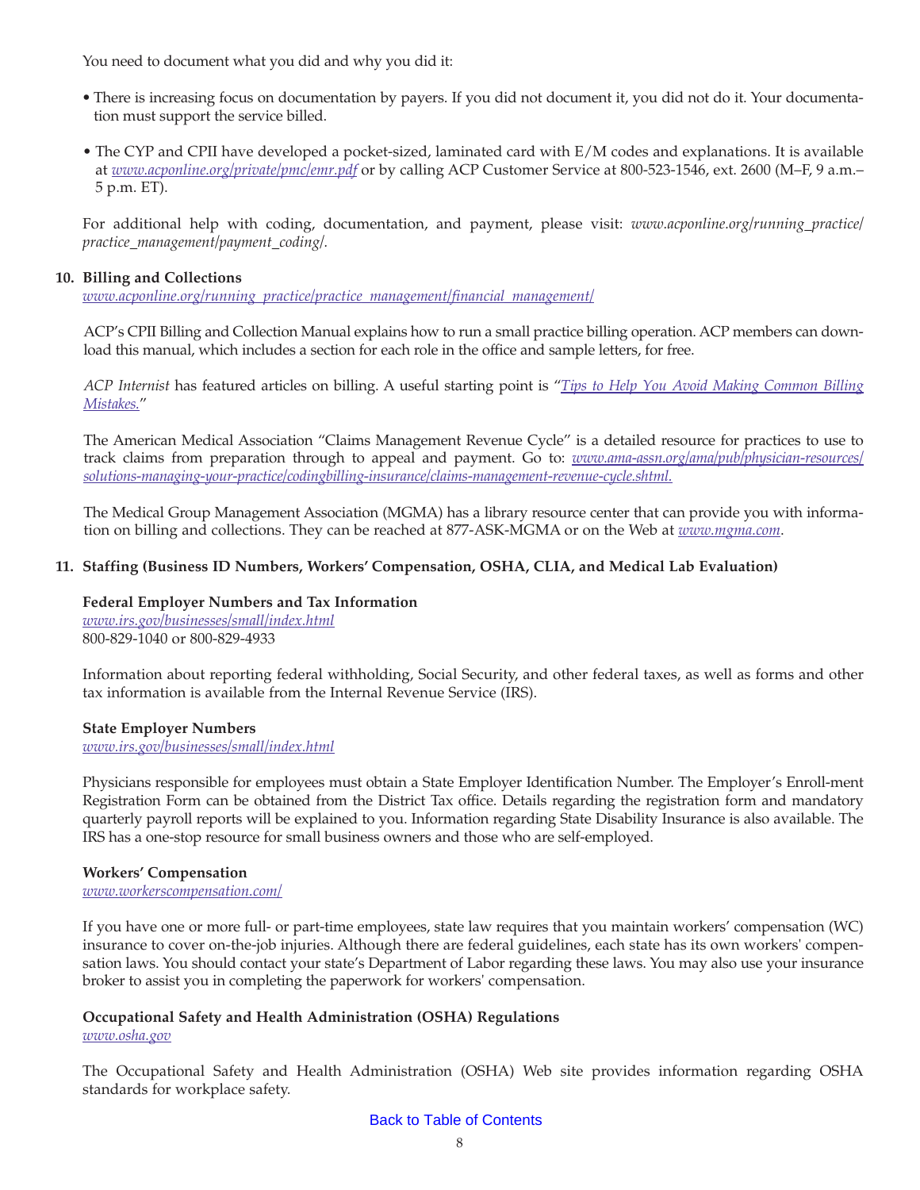You need to document what you did and why you did it:

- There is increasing focus on documentation by payers. If you did not document it, you did not do it. Your documentation must support the service billed.
- The CYP and CPII have developed a pocket-sized, laminated card with E/M codes and explanations. It is available at *www.acponline.org/private/pmc/emr.pdf* or by calling ACP Customer Service at 800-523-1546, ext. 2600 (M–F, 9 a.m.–5 p.m. ET).

For additional help with coding, documentation, and payment, please visit: *www.acponline.org/running_practice/practice_management/payment_coding/*.

## 10. Billing and Collections

*www.acponline.org/running_practice/practice_management/financial_management/*

ACP's CPII Billing and Collection Manual explains how to run a small practice billing operation. ACP members can download this manual, which includes a section for each role in the office and sample letters, for free.

*ACP Internist* has featured articles on billing. A useful starting point is "*Tips to Help You Avoid Making Common Billing Mistakes.*"

The American Medical Association "Claims Management Revenue Cycle" is a detailed resource for practices to use to track claims from preparation through to appeal and payment. Go to: *www.ama-assn.org/ama/pub/physician-resources/solutions-managing-your-practice/codingbilling-insurance/claims-management-revenue-cycle.shtml.*

The Medical Group Management Association (MGMA) has a library resource center that can provide you with information on billing and collections. They can be reached at 877-ASK-MGMA or on the Web at *www.mgma.com*.

## 11. Staffing (Business ID Numbers, Workers' Compensation, OSHA, CLIA, and Medical Lab Evaluation)

**Federal Employer Numbers and Tax Information**
*www.irs.gov/businesses/small/index.html*
800-829-1040 or 800-829-4933

Information about reporting federal withholding, Social Security, and other federal taxes, as well as forms and other tax information is available from the Internal Revenue Service (IRS).

**State Employer Numbers**
*www.irs.gov/businesses/small/index.html*

Physicians responsible for employees must obtain a State Employer Identification Number. The Employer's Enroll-ment Registration Form can be obtained from the District Tax office. Details regarding the registration form and mandatory quarterly payroll reports will be explained to you. Information regarding State Disability Insurance is also available. The IRS has a one-stop resource for small business owners and those who are self-employed.

**Workers' Compensation**
*www.workerscompensation.com/*

If you have one or more full- or part-time employees, state law requires that you maintain workers' compensation (WC) insurance to cover on-the-job injuries. Although there are federal guidelines, each state has its own workers' compensation laws. You should contact your state's Department of Labor regarding these laws. You may also use your insurance broker to assist you in completing the paperwork for workers' compensation.

**Occupational Safety and Health Administration (OSHA) Regulations**
*www.osha.gov*

The Occupational Safety and Health Administration (OSHA) Web site provides information regarding OSHA standards for workplace safety.

Back to Table of Contents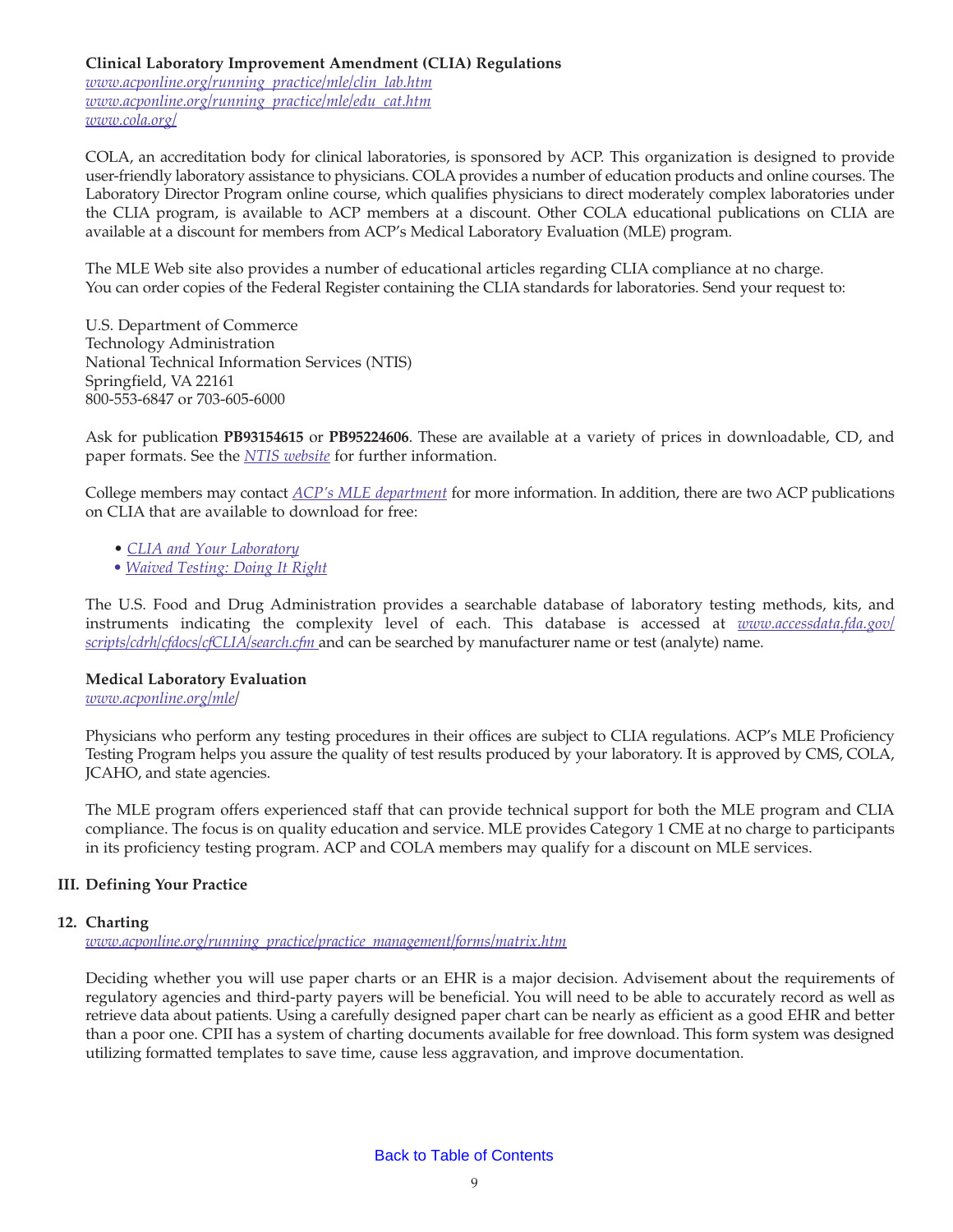**Clinical Laboratory Improvement Amendment (CLIA) Regulations**
[www.acponline.org/running_practice/mle/clin_lab.htm](www.acponline.org/running_practice/mle/clin_lab.htm)
[www.acponline.org/running_practice/mle/edu_cat.htm](www.acponline.org/running_practice/mle/edu_cat.htm)
[www.cola.org/](www.cola.org/)

COLA, an accreditation body for clinical laboratories, is sponsored by ACP. This organization is designed to provide user-friendly laboratory assistance to physicians. COLA provides a number of education products and online courses. The Laboratory Director Program online course, which qualifies physicians to direct moderately complex laboratories under the CLIA program, is available to ACP members at a discount. Other COLA educational publications on CLIA are available at a discount for members from ACP's Medical Laboratory Evaluation (MLE) program.

The MLE Web site also provides a number of educational articles regarding CLIA compliance at no charge.
You can order copies of the Federal Register containing the CLIA standards for laboratories. Send your request to:

U.S. Department of Commerce
Technology Administration
National Technical Information Services (NTIS)
Springfield, VA 22161
800-553-6847 or 703-605-6000

Ask for publication **PB93154615** or **PB95224606**. These are available at a variety of prices in downloadable, CD, and paper formats. See the *NTIS website* for further information.

College members may contact *ACP's MLE department* for more information. In addition, there are two ACP publications on CLIA that are available to download for free:

- *CLIA and Your Laboratory*
- *Waived Testing: Doing It Right*

The U.S. Food and Drug Administration provides a searchable database of laboratory testing methods, kits, and instruments indicating the complexity level of each. This database is accessed at [www.accessdata.fda.gov/scripts/cdrh/cfdocs/cfCLIA/search.cfm](www.accessdata.fda.gov/scripts/cdrh/cfdocs/cfCLIA/search.cfm) and can be searched by manufacturer name or test (analyte) name.

**Medical Laboratory Evaluation**
[www.acponline.org/mle/](www.acponline.org/mle/)

Physicians who perform any testing procedures in their offices are subject to CLIA regulations. ACP's MLE Proficiency Testing Program helps you assure the quality of test results produced by your laboratory. It is approved by CMS, COLA, JCAHO, and state agencies.

The MLE program offers experienced staff that can provide technical support for both the MLE program and CLIA compliance. The focus is on quality education and service. MLE provides Category 1 CME at no charge to participants in its proficiency testing program. ACP and COLA members may qualify for a discount on MLE services.

## III. Defining Your Practice

### 12. Charting

[www.acponline.org/running_practice/practice_management/forms/matrix.htm](www.acponline.org/running_practice/practice_management/forms/matrix.htm)

Deciding whether you will use paper charts or an EHR is a major decision. Advisement about the requirements of regulatory agencies and third-party payers will be beneficial. You will need to be able to accurately record as well as retrieve data about patients. Using a carefully designed paper chart can be nearly as efficient as a good EHR and better than a poor one. CPII has a system of charting documents available for free download. This form system was designed utilizing formatted templates to save time, cause less aggravation, and improve documentation.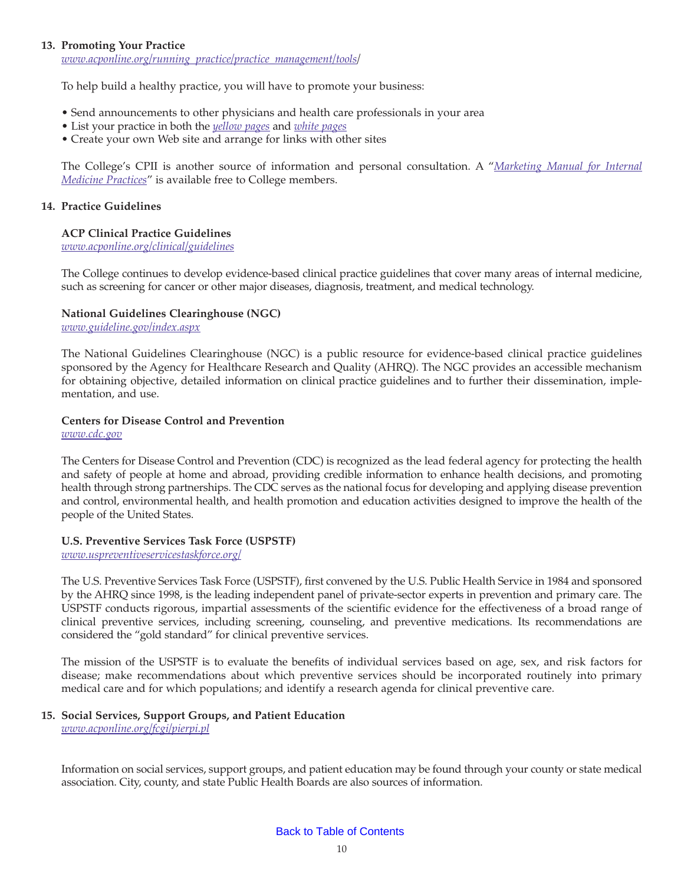## 13. Promoting Your Practice

*www.acponline.org/running_practice/practice_management/tools/*

To help build a healthy practice, you will have to promote your business:

- Send announcements to other physicians and health care professionals in your area
- List your practice in both the *yellow pages* and *white pages*
- Create your own Web site and arrange for links with other sites

The College's CPII is another source of information and personal consultation. A "*Marketing Manual for Internal Medicine Practices*" is available free to College members.

## 14. Practice Guidelines

### ACP Clinical Practice Guidelines

*www.acponline.org/clinical/guidelines*

The College continues to develop evidence-based clinical practice guidelines that cover many areas of internal medicine, such as screening for cancer or other major diseases, diagnosis, treatment, and medical technology.

### National Guidelines Clearinghouse (NGC)

*www.guideline.gov/index.aspx*

The National Guidelines Clearinghouse (NGC) is a public resource for evidence-based clinical practice guidelines sponsored by the Agency for Healthcare Research and Quality (AHRQ). The NGC provides an accessible mechanism for obtaining objective, detailed information on clinical practice guidelines and to further their dissemination, implementation, and use.

### Centers for Disease Control and Prevention

*www.cdc.gov*

The Centers for Disease Control and Prevention (CDC) is recognized as the lead federal agency for protecting the health and safety of people at home and abroad, providing credible information to enhance health decisions, and promoting health through strong partnerships. The CDC serves as the national focus for developing and applying disease prevention and control, environmental health, and health promotion and education activities designed to improve the health of the people of the United States.

### U.S. Preventive Services Task Force (USPSTF)

*www.uspreventiveservicestaskforce.org/*

The U.S. Preventive Services Task Force (USPSTF), first convened by the U.S. Public Health Service in 1984 and sponsored by the AHRQ since 1998, is the leading independent panel of private-sector experts in prevention and primary care. The USPSTF conducts rigorous, impartial assessments of the scientific evidence for the effectiveness of a broad range of clinical preventive services, including screening, counseling, and preventive medications. Its recommendations are considered the "gold standard" for clinical preventive services.

The mission of the USPSTF is to evaluate the benefits of individual services based on age, sex, and risk factors for disease; make recommendations about which preventive services should be incorporated routinely into primary medical care and for which populations; and identify a research agenda for clinical preventive care.

## 15. Social Services, Support Groups, and Patient Education

*www.acponline.org/fcgi/pierpi.pl*

Information on social services, support groups, and patient education may be found through your county or state medical association. City, county, and state Public Health Boards are also sources of information.

Back to Table of Contents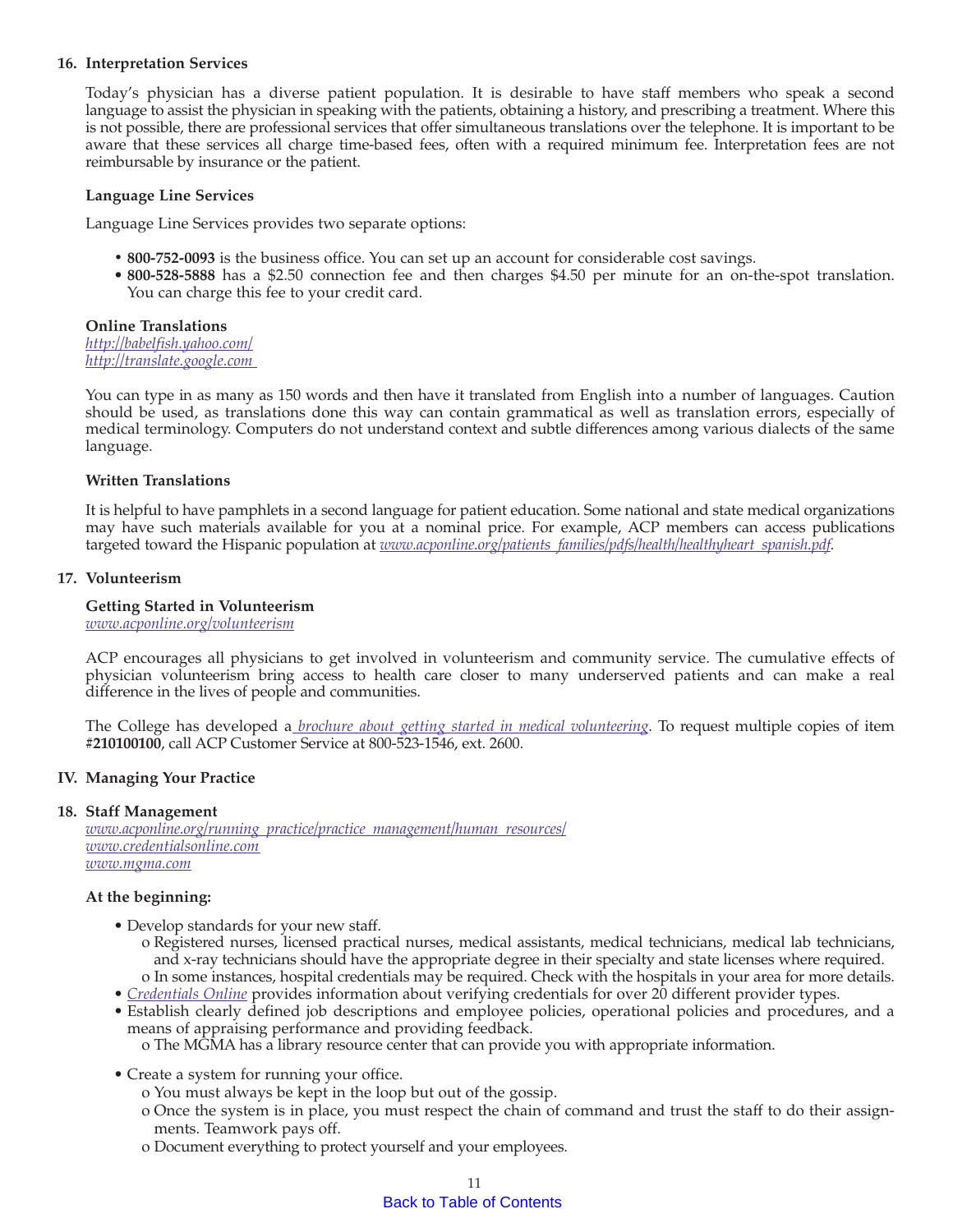## 16. Interpretation Services

Today's physician has a diverse patient population. It is desirable to have staff members who speak a second language to assist the physician in speaking with the patients, obtaining a history, and prescribing a treatment. Where this is not possible, there are professional services that offer simultaneous translations over the telephone. It is important to be aware that these services all charge time-based fees, often with a required minimum fee. Interpretation fees are not reimbursable by insurance or the patient.

### Language Line Services

Language Line Services provides two separate options:

- **800-752-0093** is the business office. You can set up an account for considerable cost savings.
- **800-528-5888** has a $2.50 connection fee and then charges $4.50 per minute for an on-the-spot translation. You can charge this fee to your credit card.

### Online Translations

*http://babelfish.yahoo.com/*
*http://translate.google.com*

You can type in as many as 150 words and then have it translated from English into a number of languages. Caution should be used, as translations done this way can contain grammatical as well as translation errors, especially of medical terminology. Computers do not understand context and subtle differences among various dialects of the same language.

### Written Translations

It is helpful to have pamphlets in a second language for patient education. Some national and state medical organizations may have such materials available for you at a nominal price. For example, ACP members can access publications targeted toward the Hispanic population at *www.acponline.org/patients_families/pdfs/health/healthyheart_spanish.pdf*.

## 17. Volunteerism

### Getting Started in Volunteerism

*www.acponline.org/volunteerism*

ACP encourages all physicians to get involved in volunteerism and community service. The cumulative effects of physician volunteerism bring access to health care closer to many underserved patients and can make a real difference in the lives of people and communities.

The College has developed a *brochure about getting started in medical volunteering*. To request multiple copies of item #**210100100**, call ACP Customer Service at 800-523-1546, ext. 2600.

# IV. Managing Your Practice

## 18. Staff Management

*www.acponline.org/running_practice/practice_management/human_resources/*
*www.credentialsonline.com*
*www.mgma.com*

### At the beginning:

- Develop standards for your new staff.
  - o Registered nurses, licensed practical nurses, medical assistants, medical technicians, medical lab technicians, and x-ray technicians should have the appropriate degree in their specialty and state licenses where required.
  - o In some instances, hospital credentials may be required. Check with the hospitals in your area for more details.
- *Credentials Online* provides information about verifying credentials for over 20 different provider types.
- Establish clearly defined job descriptions and employee policies, operational policies and procedures, and a means of appraising performance and providing feedback.
  - o The MGMA has a library resource center that can provide you with appropriate information.
- Create a system for running your office.
  - o You must always be kept in the loop but out of the gossip.
  - o Once the system is in place, you must respect the chain of command and trust the staff to do their assignments. Teamwork pays off.
  - o Document everything to protect yourself and your employees.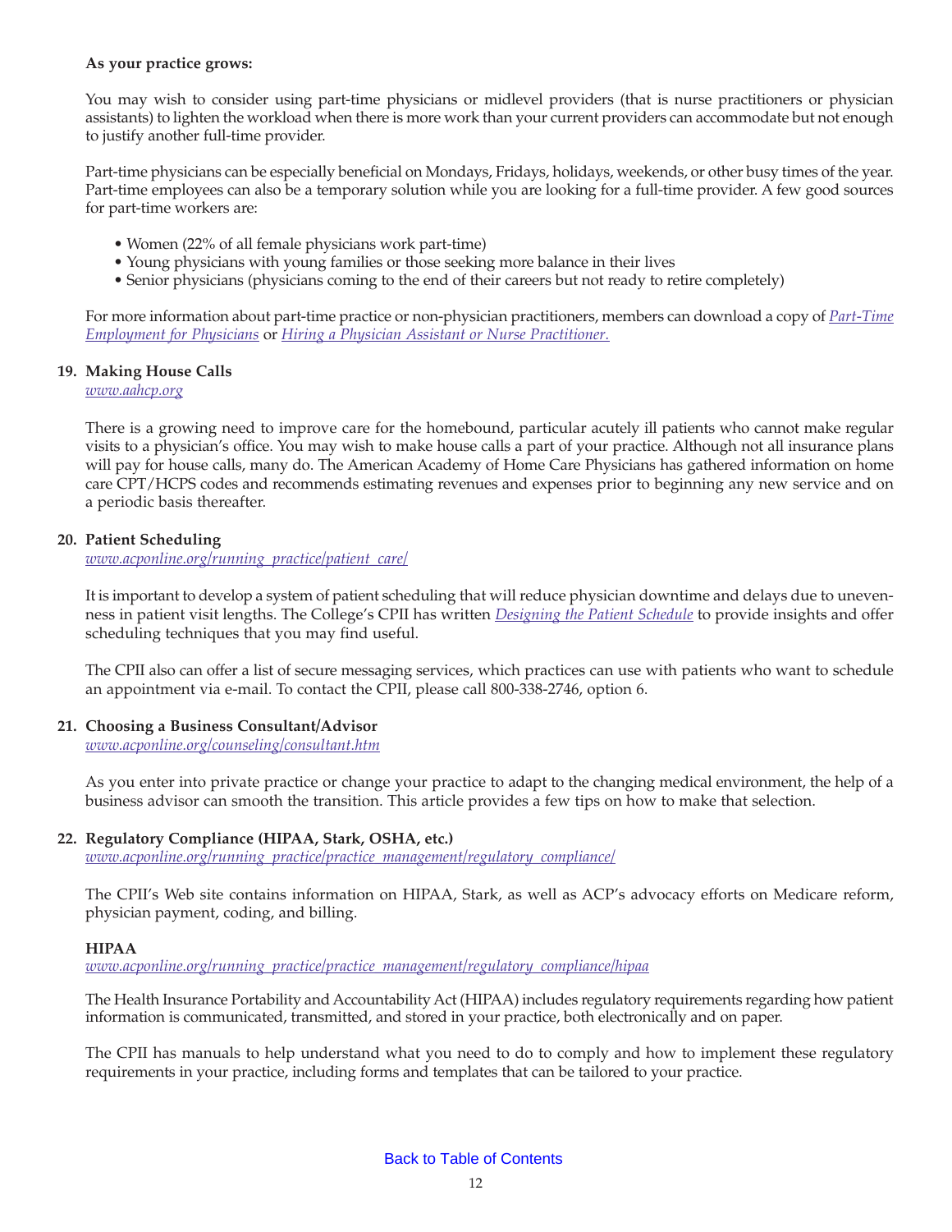**As your practice grows:**

You may wish to consider using part-time physicians or midlevel providers (that is nurse practitioners or physician assistants) to lighten the workload when there is more work than your current providers can accommodate but not enough to justify another full-time provider.

Part-time physicians can be especially beneficial on Mondays, Fridays, holidays, weekends, or other busy times of the year. Part-time employees can also be a temporary solution while you are looking for a full-time provider. A few good sources for part-time workers are:

- Women (22% of all female physicians work part-time)
- Young physicians with young families or those seeking more balance in their lives
- Senior physicians (physicians coming to the end of their careers but not ready to retire completely)

For more information about part-time practice or non-physician practitioners, members can download a copy of *Part-Time Employment for Physicians* or *Hiring a Physician Assistant or Nurse Practitioner.*

**19. Making House Calls**
*www.aahcp.org*

There is a growing need to improve care for the homebound, particular acutely ill patients who cannot make regular visits to a physician's office. You may wish to make house calls a part of your practice. Although not all insurance plans will pay for house calls, many do. The American Academy of Home Care Physicians has gathered information on home care CPT/HCPS codes and recommends estimating revenues and expenses prior to beginning any new service and on a periodic basis thereafter.

**20. Patient Scheduling**
*www.acponline.org/running_practice/patient_care/*

It is important to develop a system of patient scheduling that will reduce physician downtime and delays due to unevenness in patient visit lengths. The College's CPII has written *Designing the Patient Schedule* to provide insights and offer scheduling techniques that you may find useful.

The CPII also can offer a list of secure messaging services, which practices can use with patients who want to schedule an appointment via e-mail. To contact the CPII, please call 800-338-2746, option 6.

**21. Choosing a Business Consultant/Advisor**
*www.acponline.org/counseling/consultant.htm*

As you enter into private practice or change your practice to adapt to the changing medical environment, the help of a business advisor can smooth the transition. This article provides a few tips on how to make that selection.

**22. Regulatory Compliance (HIPAA, Stark, OSHA, etc.)**
*www.acponline.org/running_practice/practice_management/regulatory_compliance/*

The CPII's Web site contains information on HIPAA, Stark, as well as ACP's advocacy efforts on Medicare reform, physician payment, coding, and billing.

**HIPAA**
*www.acponline.org/running_practice/practice_management/regulatory_compliance/hipaa*

The Health Insurance Portability and Accountability Act (HIPAA) includes regulatory requirements regarding how patient information is communicated, transmitted, and stored in your practice, both electronically and on paper.

The CPII has manuals to help understand what you need to do to comply and how to implement these regulatory requirements in your practice, including forms and templates that can be tailored to your practice.

Back to Table of Contents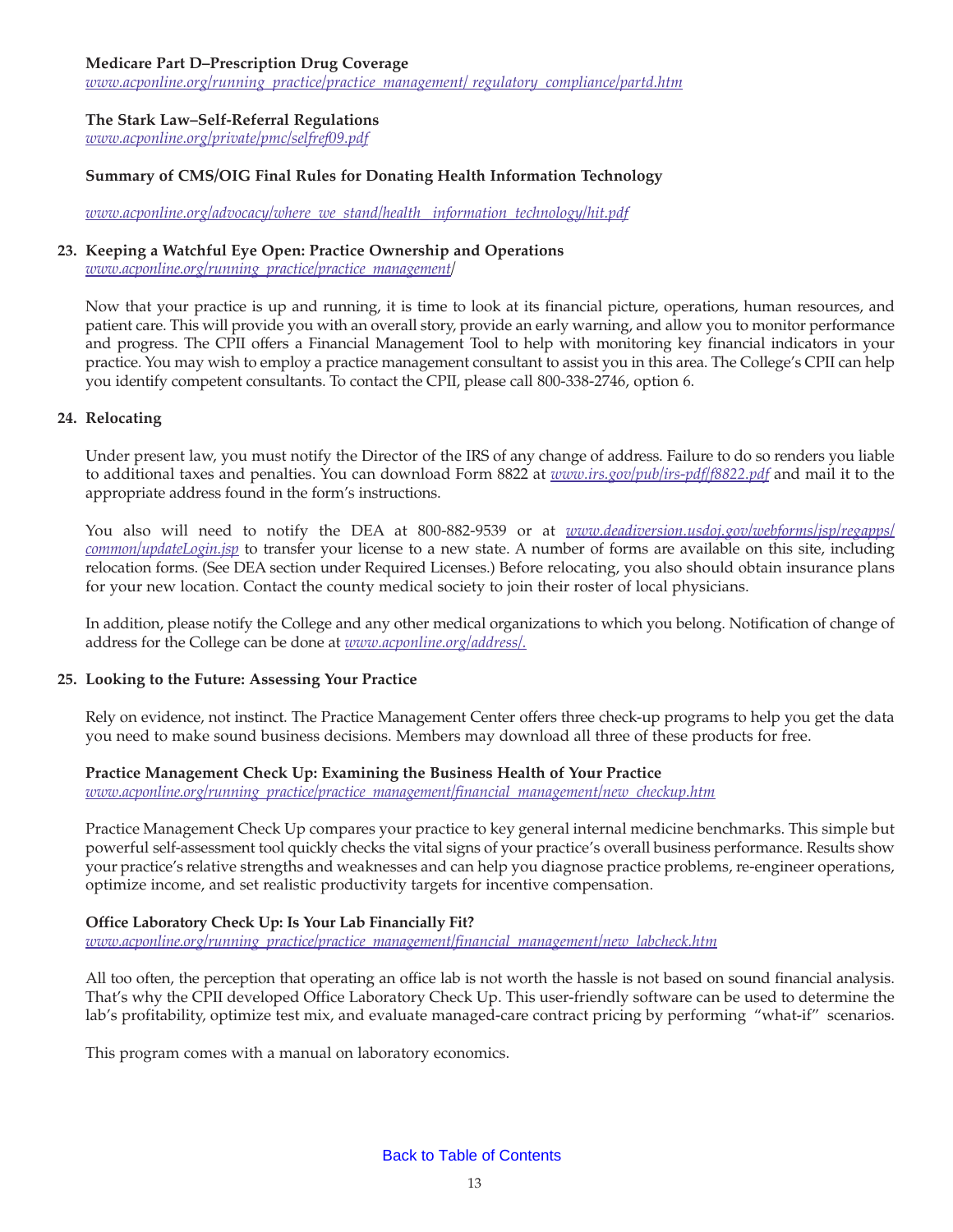**Medicare Part D–Prescription Drug Coverage**
*www.acponline.org/running_practice/practice_management/ regulatory_compliance/partd.htm*

**The Stark Law–Self-Referral Regulations**
*www.acponline.org/private/pmc/selfref09.pdf*

**Summary of CMS/OIG Final Rules for Donating Health Information Technology**

*www.acponline.org/advocacy/where_we_stand/health__information_technology/hit.pdf*

**23. Keeping a Watchful Eye Open: Practice Ownership and Operations**
*www.acponline.org/running_practice/practice_management/*

Now that your practice is up and running, it is time to look at its financial picture, operations, human resources, and patient care. This will provide you with an overall story, provide an early warning, and allow you to monitor performance and progress. The CPII offers a Financial Management Tool to help with monitoring key financial indicators in your practice. You may wish to employ a practice management consultant to assist you in this area. The College's CPII can help you identify competent consultants. To contact the CPII, please call 800-338-2746, option 6.

**24. Relocating**

Under present law, you must notify the Director of the IRS of any change of address. Failure to do so renders you liable to additional taxes and penalties. You can download Form 8822 at *www.irs.gov/pub/irs-pdf/f8822.pdf* and mail it to the appropriate address found in the form's instructions.

You also will need to notify the DEA at 800-882-9539 or at *www.deadiversion.usdoj.gov/webforms/jsp/regapps/common/updateLogin.jsp* to transfer your license to a new state. A number of forms are available on this site, including relocation forms. (See DEA section under Required Licenses.) Before relocating, you also should obtain insurance plans for your new location. Contact the county medical society to join their roster of local physicians.

In addition, please notify the College and any other medical organizations to which you belong. Notification of change of address for the College can be done at *www.acponline.org/address/.*

**25. Looking to the Future: Assessing Your Practice**

Rely on evidence, not instinct. The Practice Management Center offers three check-up programs to help you get the data you need to make sound business decisions. Members may download all three of these products for free.

**Practice Management Check Up: Examining the Business Health of Your Practice**
*www.acponline.org/running_practice/practice_management/financial_management/new_checkup.htm*

Practice Management Check Up compares your practice to key general internal medicine benchmarks. This simple but powerful self-assessment tool quickly checks the vital signs of your practice's overall business performance. Results show your practice's relative strengths and weaknesses and can help you diagnose practice problems, re-engineer operations, optimize income, and set realistic productivity targets for incentive compensation.

**Office Laboratory Check Up: Is Your Lab Financially Fit?**
*www.acponline.org/running_practice/practice_management/financial_management/new_labcheck.htm*

All too often, the perception that operating an office lab is not worth the hassle is not based on sound financial analysis. That's why the CPII developed Office Laboratory Check Up. This user-friendly software can be used to determine the lab's profitability, optimize test mix, and evaluate managed-care contract pricing by performing "what-if" scenarios.

This program comes with a manual on laboratory economics.

Back to Table of Contents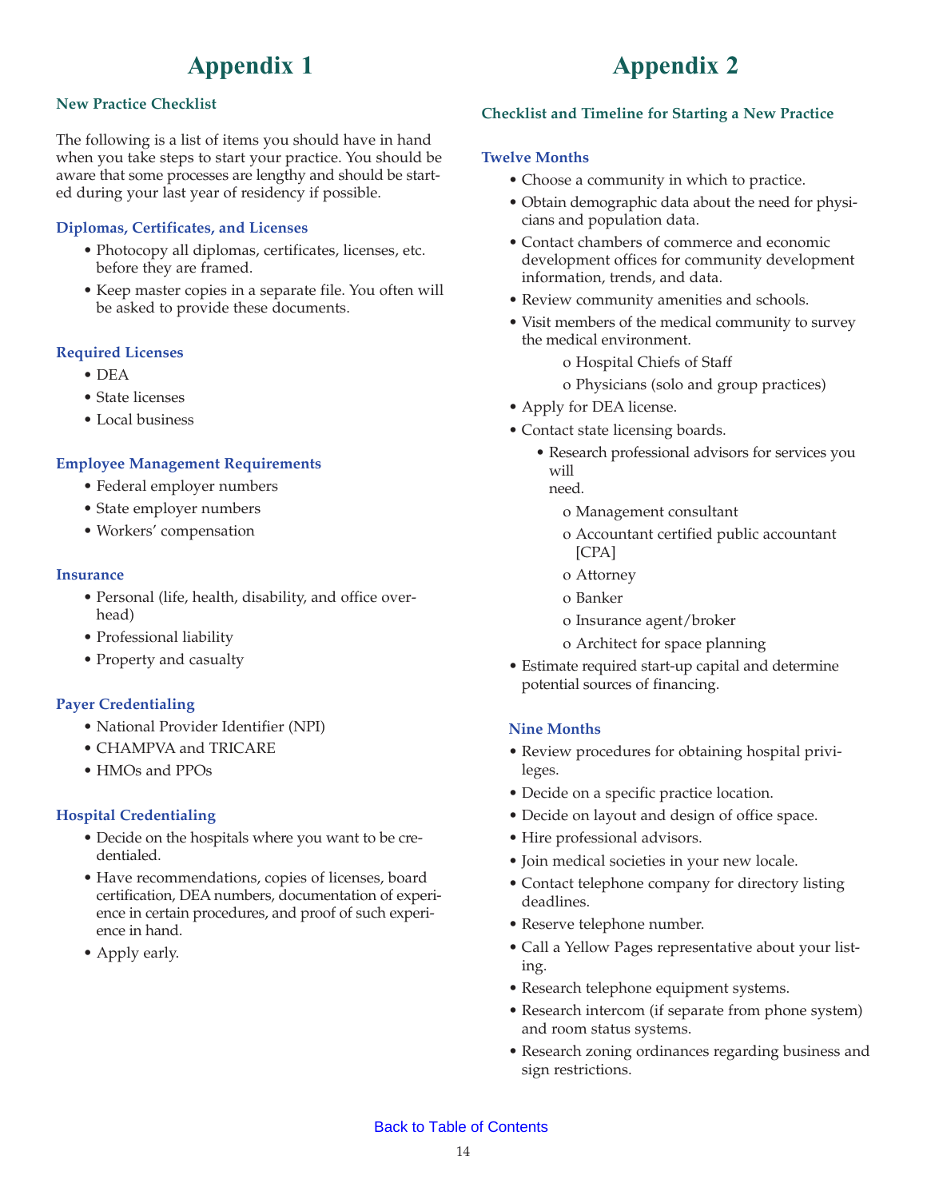# Appendix 1

### New Practice Checklist

The following is a list of items you should have in hand when you take steps to start your practice. You should be aware that some processes are lengthy and should be started during your last year of residency if possible.

#### Diplomas, Certificates, and Licenses

- Photocopy all diplomas, certificates, licenses, etc. before they are framed.
- Keep master copies in a separate file. You often will be asked to provide these documents.

#### Required Licenses

- DEA
- State licenses
- Local business

#### Employee Management Requirements

- Federal employer numbers
- State employer numbers
- Workers' compensation

#### Insurance

- Personal (life, health, disability, and office overhead)
- Professional liability
- Property and casualty

#### Payer Credentialing

- National Provider Identifier (NPI)
- CHAMPVA and TRICARE
- HMOs and PPOs

#### Hospital Credentialing

- Decide on the hospitals where you want to be credentialed.
- Have recommendations, copies of licenses, board certification, DEA numbers, documentation of experience in certain procedures, and proof of such experience in hand.
- Apply early.

# Appendix 2

### Checklist and Timeline for Starting a New Practice

#### Twelve Months

- Choose a community in which to practice.
- Obtain demographic data about the need for physicians and population data.
- Contact chambers of commerce and economic development offices for community development information, trends, and data.
- Review community amenities and schools.
- Visit members of the medical community to survey the medical environment.
  - Hospital Chiefs of Staff
  - Physicians (solo and group practices)
- Apply for DEA license.
- Contact state licensing boards.
  - Research professional advisors for services you will need.
    - Management consultant
    - Accountant certified public accountant [CPA]
    - Attorney
    - Banker
    - Insurance agent/broker
    - Architect for space planning
- Estimate required start-up capital and determine potential sources of financing.

#### Nine Months

- Review procedures for obtaining hospital privileges.
- Decide on a specific practice location.
- Decide on layout and design of office space.
- Hire professional advisors.
- Join medical societies in your new locale.
- Contact telephone company for directory listing deadlines.
- Reserve telephone number.
- Call a Yellow Pages representative about your listing.
- Research telephone equipment systems.
- Research intercom (if separate from phone system) and room status systems.
- Research zoning ordinances regarding business and sign restrictions.

Back to Table of Contents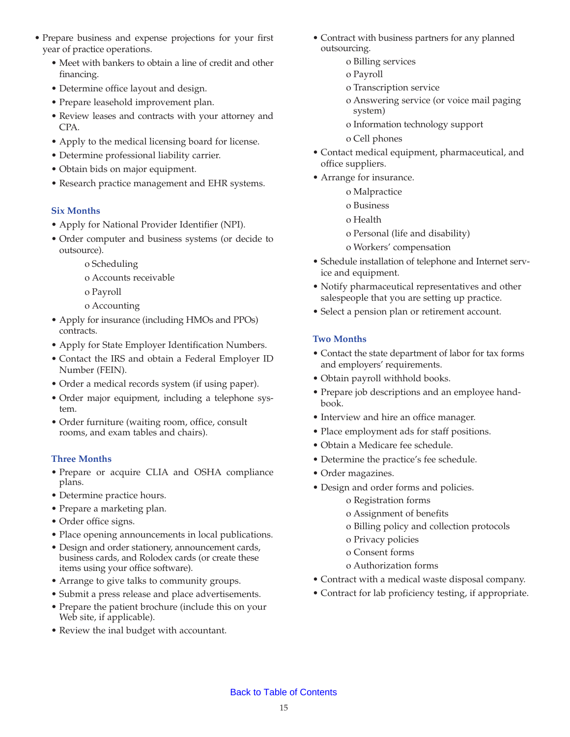- Prepare business and expense projections for your first year of practice operations.
  - Meet with bankers to obtain a line of credit and other financing.
  - Determine office layout and design.
  - Prepare leasehold improvement plan.
  - Review leases and contracts with your attorney and CPA.
  - Apply to the medical licensing board for license.
  - Determine professional liability carrier.
  - Obtain bids on major equipment.
  - Research practice management and EHR systems.

### Six Months

- Apply for National Provider Identifier (NPI).
- Order computer and business systems (or decide to outsource).
  - o Scheduling
  - o Accounts receivable
  - o Payroll
  - o Accounting
- Apply for insurance (including HMOs and PPOs) contracts.
- Apply for State Employer Identification Numbers.
- Contact the IRS and obtain a Federal Employer ID Number (FEIN).
- Order a medical records system (if using paper).
- Order major equipment, including a telephone system.
- Order furniture (waiting room, office, consult rooms, and exam tables and chairs).

### Three Months

- Prepare or acquire CLIA and OSHA compliance plans.
- Determine practice hours.
- Prepare a marketing plan.
- Order office signs.
- Place opening announcements in local publications.
- Design and order stationery, announcement cards, business cards, and Rolodex cards (or create these items using your office software).
- Arrange to give talks to community groups.
- Submit a press release and place advertisements.
- Prepare the patient brochure (include this on your Web site, if applicable).
- Review the inal budget with accountant.
- Contract with business partners for any planned outsourcing.
  - o Billing services
  - o Payroll
  - o Transcription service
  - o Answering service (or voice mail paging system)
  - o Information technology support
  - o Cell phones
- Contact medical equipment, pharmaceutical, and office suppliers.
- Arrange for insurance.
  - o Malpractice
  - o Business
  - o Health
  - o Personal (life and disability)
  - o Workers' compensation
- Schedule installation of telephone and Internet service and equipment.
- Notify pharmaceutical representatives and other salespeople that you are setting up practice.
- Select a pension plan or retirement account.

### Two Months

- Contact the state department of labor for tax forms and employers' requirements.
- Obtain payroll withhold books.
- Prepare job descriptions and an employee handbook.
- Interview and hire an office manager.
- Place employment ads for staff positions.
- Obtain a Medicare fee schedule.
- Determine the practice's fee schedule.
- Order magazines.
- Design and order forms and policies.
  - o Registration forms
  - o Assignment of benefits
  - o Billing policy and collection protocols
  - o Privacy policies
  - o Consent forms
  - o Authorization forms
- Contract with a medical waste disposal company.
- Contract for lab proficiency testing, if appropriate.

Back to Table of Contents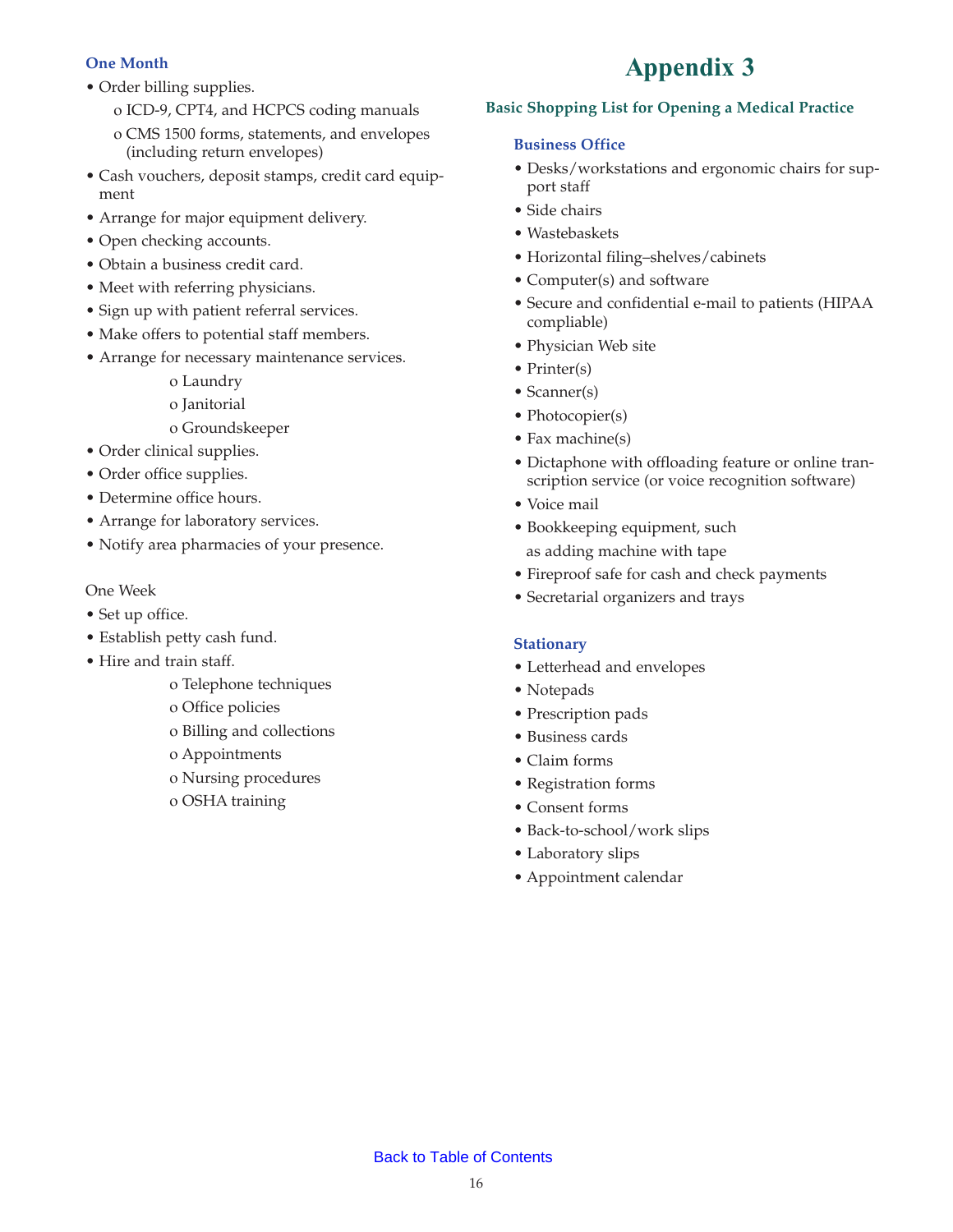### One Month

- Order billing supplies.
  - o ICD-9, CPT4, and HCPCS coding manuals
  - o CMS 1500 forms, statements, and envelopes (including return envelopes)
- Cash vouchers, deposit stamps, credit card equipment
- Arrange for major equipment delivery.
- Open checking accounts.
- Obtain a business credit card.
- Meet with referring physicians.
- Sign up with patient referral services.
- Make offers to potential staff members.
- Arrange for necessary maintenance services.
  - o Laundry
  - o Janitorial
  - o Groundskeeper
- Order clinical supplies.
- Order office supplies.
- Determine office hours.
- Arrange for laboratory services.
- Notify area pharmacies of your presence.

One Week

- Set up office.
- Establish petty cash fund.
- Hire and train staff.
  - o Telephone techniques
  - o Office policies
  - o Billing and collections
  - o Appointments
  - o Nursing procedures
  - o OSHA training

# Appendix 3

## Basic Shopping List for Opening a Medical Practice

### Business Office

- Desks/workstations and ergonomic chairs for support staff
- Side chairs
- Wastebaskets
- Horizontal filing–shelves/cabinets
- Computer(s) and software
- Secure and confidential e-mail to patients (HIPAA compliable)
- Physician Web site
- Printer(s)
- Scanner(s)
- Photocopier(s)
- Fax machine(s)
- Dictaphone with offloading feature or online transcription service (or voice recognition software)
- Voice mail
- Bookkeeping equipment, such as adding machine with tape
- Fireproof safe for cash and check payments
- Secretarial organizers and trays

### Stationary

- Letterhead and envelopes
- Notepads
- Prescription pads
- Business cards
- Claim forms
- Registration forms
- Consent forms
- Back-to-school/work slips
- Laboratory slips
- Appointment calendar

Back to Table of Contents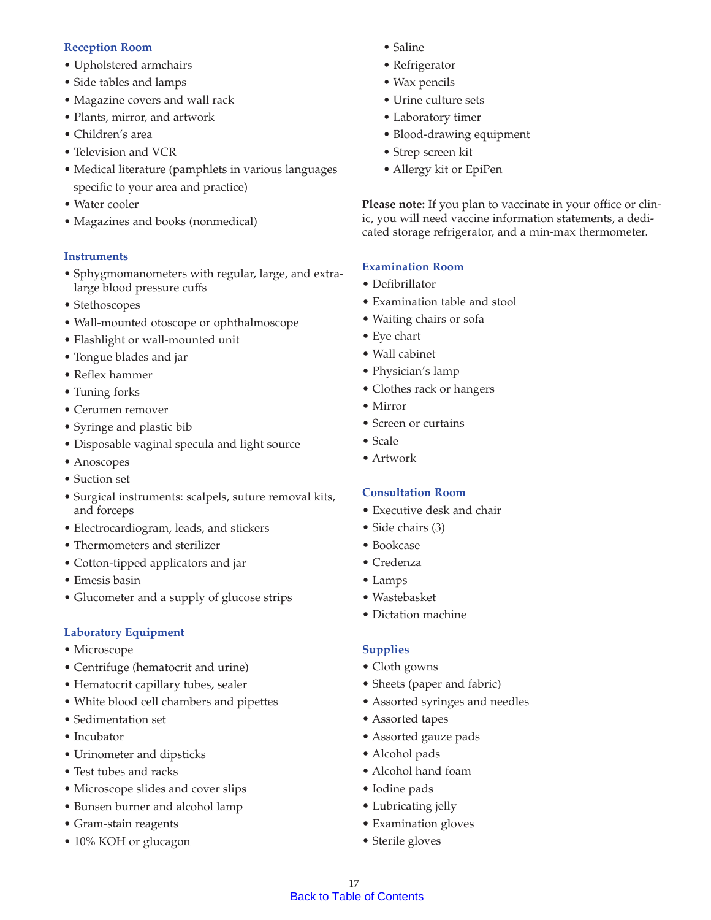### Reception Room

- Upholstered armchairs
- Side tables and lamps
- Magazine covers and wall rack
- Plants, mirror, and artwork
- Children's area
- Television and VCR
- Medical literature (pamphlets in various languages specific to your area and practice)
- Water cooler
- Magazines and books (nonmedical)

### Instruments

- Sphygmomanometers with regular, large, and extra-large blood pressure cuffs
- Stethoscopes
- Wall-mounted otoscope or ophthalmoscope
- Flashlight or wall-mounted unit
- Tongue blades and jar
- Reflex hammer
- Tuning forks
- Cerumen remover
- Syringe and plastic bib
- Disposable vaginal specula and light source
- Anoscopes
- Suction set
- Surgical instruments: scalpels, suture removal kits, and forceps
- Electrocardiogram, leads, and stickers
- Thermometers and sterilizer
- Cotton-tipped applicators and jar
- Emesis basin
- Glucometer and a supply of glucose strips

### Laboratory Equipment

- Microscope
- Centrifuge (hematocrit and urine)
- Hematocrit capillary tubes, sealer
- White blood cell chambers and pipettes
- Sedimentation set
- Incubator
- Urinometer and dipsticks
- Test tubes and racks
- Microscope slides and cover slips
- Bunsen burner and alcohol lamp
- Gram-stain reagents
- 10% KOH or glucagon
- Saline
- Refrigerator
- Wax pencils
- Urine culture sets
- Laboratory timer
- Blood-drawing equipment
- Strep screen kit
- Allergy kit or EpiPen

**Please note:** If you plan to vaccinate in your office or clinic, you will need vaccine information statements, a dedicated storage refrigerator, and a min-max thermometer.

### Examination Room

- Defibrillator
- Examination table and stool
- Waiting chairs or sofa
- Eye chart
- Wall cabinet
- Physician's lamp
- Clothes rack or hangers
- Mirror
- Screen or curtains
- Scale
- Artwork

### Consultation Room

- Executive desk and chair
- Side chairs (3)
- Bookcase
- Credenza
- Lamps
- Wastebasket
- Dictation machine

### Supplies

- Cloth gowns
- Sheets (paper and fabric)
- Assorted syringes and needles
- Assorted tapes
- Assorted gauze pads
- Alcohol pads
- Alcohol hand foam
- Iodine pads
- Lubricating jelly
- Examination gloves
- Sterile gloves

Back to Table of Contents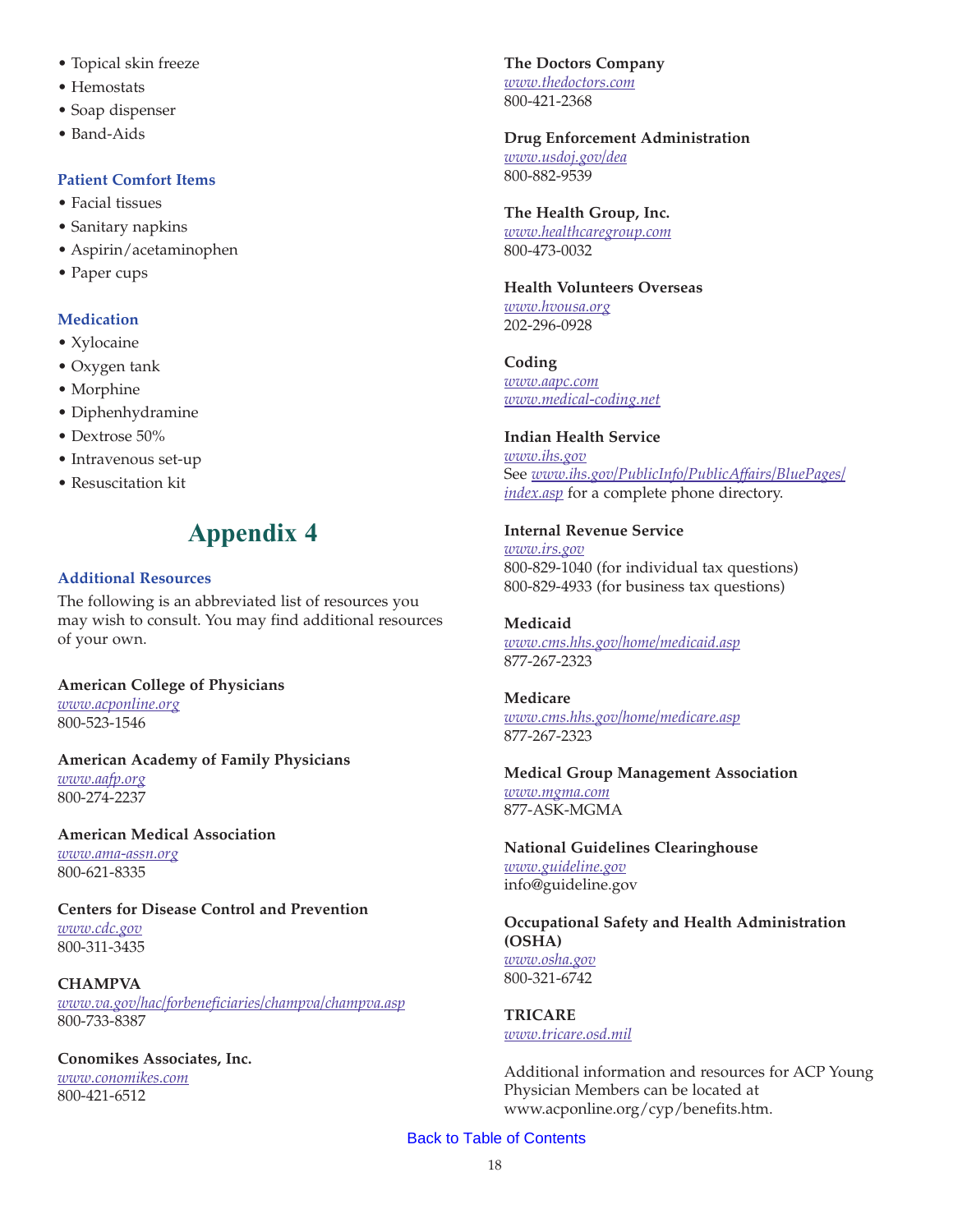- Topical skin freeze
- Hemostats
- Soap dispenser
- Band-Aids

### Patient Comfort Items

- Facial tissues
- Sanitary napkins
- Aspirin/acetaminophen
- Paper cups

### Medication

- Xylocaine
- Oxygen tank
- Morphine
- Diphenhydramine
- Dextrose 50%
- Intravenous set-up
- Resuscitation kit

# Appendix 4

### Additional Resources

The following is an abbreviated list of resources you may wish to consult. You may find additional resources of your own.

**American College of Physicians**
*www.acponline.org*
800-523-1546

**American Academy of Family Physicians**
*www.aafp.org*
800-274-2237

**American Medical Association**
*www.ama-assn.org*
800-621-8335

**Centers for Disease Control and Prevention**
*www.cdc.gov*
800-311-3435

**CHAMPVA**
*www.va.gov/hac/forbeneficiaries/champva/champva.asp*
800-733-8387

**Conomikes Associates, Inc.**
*www.conomikes.com*
800-421-6512

**The Doctors Company**
*www.thedoctors.com*
800-421-2368

**Drug Enforcement Administration**
*www.usdoj.gov/dea*
800-882-9539

**The Health Group, Inc.**
*www.healthcaregroup.com*
800-473-0032

**Health Volunteers Overseas**
*www.hvousa.org*
202-296-0928

**Coding**
*www.aapc.com*
*www.medical-coding.net*

**Indian Health Service**
*www.ihs.gov*
See *www.ihs.gov/PublicInfo/PublicAffairs/BluePages/index.asp* for a complete phone directory.

**Internal Revenue Service**
*www.irs.gov*
800-829-1040 (for individual tax questions)
800-829-4933 (for business tax questions)

**Medicaid**
*www.cms.hhs.gov/home/medicaid.asp*
877-267-2323

**Medicare**
*www.cms.hhs.gov/home/medicare.asp*
877-267-2323

**Medical Group Management Association**
*www.mgma.com*
877-ASK-MGMA

**National Guidelines Clearinghouse**
*www.guideline.gov*
info@guideline.gov

**Occupational Safety and Health Administration (OSHA)**
*www.osha.gov*
800-321-6742

**TRICARE**
*www.tricare.osd.mil*

Additional information and resources for ACP Young Physician Members can be located at www.acponline.org/cyp/benefits.htm.

Back to Table of Contents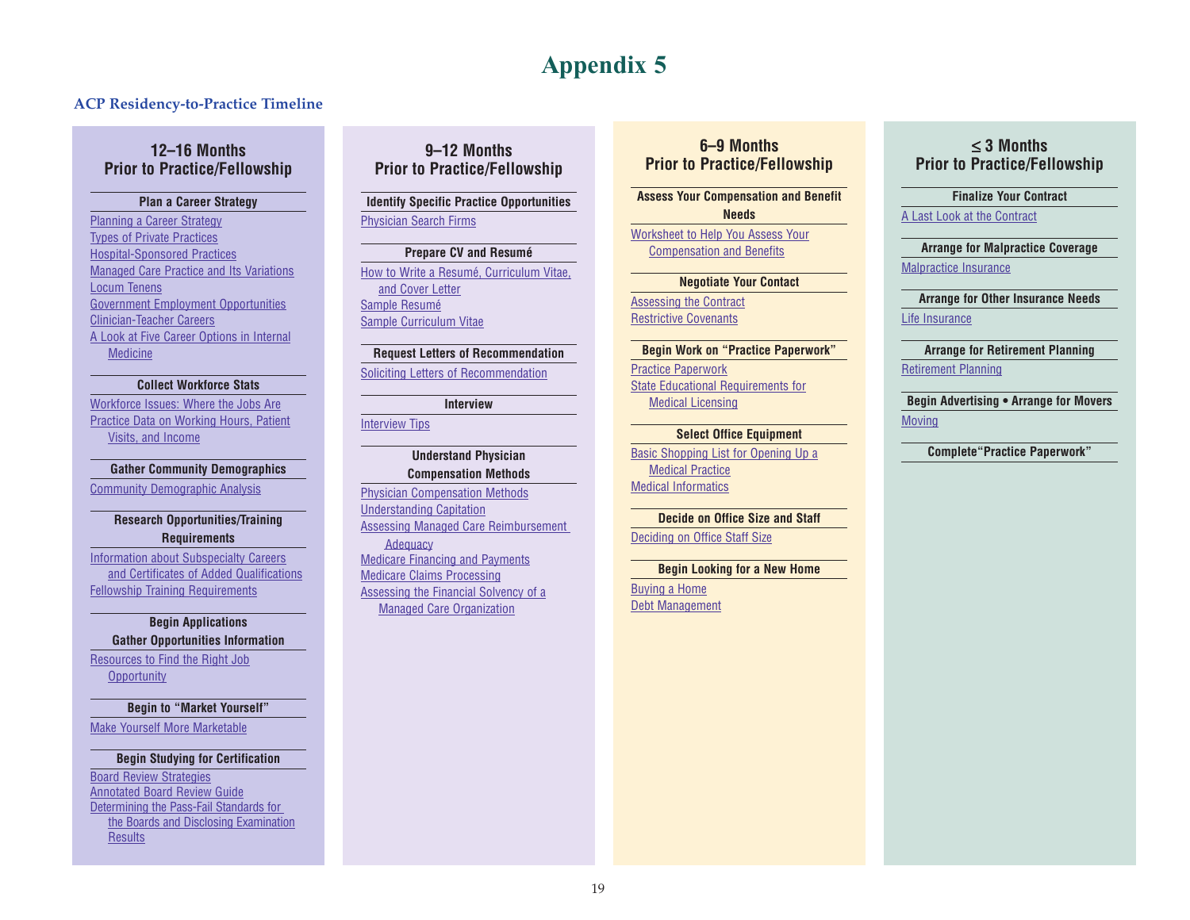# Appendix 5

## ACP Residency-to-Practice Timeline

### 12–16 Months Prior to Practice/Fellowship

**Plan a Career Strategy**

- Planning a Career Strategy
- Types of Private Practices
- Hospital-Sponsored Practices
- Managed Care Practice and Its Variations
- Locum Tenens
- Government Employment Opportunities
- Clinician-Teacher Careers
- A Look at Five Career Options in Internal Medicine

**Collect Workforce Stats**

- Workforce Issues: Where the Jobs Are
- Practice Data on Working Hours, Patient Visits, and Income

**Gather Community Demographics**

- Community Demographic Analysis

**Research Opportunities/Training Requirements**

- Information about Subspecialty Careers and Certificates of Added Qualifications
- Fellowship Training Requirements

**Begin Applications**
**Gather Opportunities Information**

- Resources to Find the Right Job Opportunity

**Begin to "Market Yourself"**

- Make Yourself More Marketable

**Begin Studying for Certification**

- Board Review Strategies
- Annotated Board Review Guide
- Determining the Pass-Fail Standards for the Boards and Disclosing Examination Results

### 9–12 Months Prior to Practice/Fellowship

**Identify Specific Practice Opportunities**

- Physician Search Firms

**Prepare CV and Resumé**

- How to Write a Resumé, Curriculum Vitae, and Cover Letter
- Sample Resumé
- Sample Curriculum Vitae

**Request Letters of Recommendation**

- Soliciting Letters of Recommendation

**Interview**

- Interview Tips

**Understand Physician Compensation Methods**

- Physician Compensation Methods
- Understanding Capitation
- Assessing Managed Care Reimbursement Adequacy
- Medicare Financing and Payments
- Medicare Claims Processing
- Assessing the Financial Solvency of a Managed Care Organization

### 6–9 Months Prior to Practice/Fellowship

**Assess Your Compensation and Benefit Needs**

- Worksheet to Help You Assess Your Compensation and Benefits

**Negotiate Your Contact**

- Assessing the Contract
- Restrictive Covenants

**Begin Work on "Practice Paperwork"**

- Practice Paperwork
- State Educational Requirements for Medical Licensing

**Select Office Equipment**

- Basic Shopping List for Opening Up a Medical Practice
- Medical Informatics

**Decide on Office Size and Staff**

- Deciding on Office Staff Size

**Begin Looking for a New Home**

- Buying a Home
- Debt Management

### ≤ 3 Months Prior to Practice/Fellowship

**Finalize Your Contract**

- A Last Look at the Contract

**Arrange for Malpractice Coverage**

- Malpractice Insurance

**Arrange for Other Insurance Needs**

- Life Insurance

**Arrange for Retirement Planning**

- Retirement Planning

**Begin Advertising • Arrange for Movers**

- Moving

**Complete "Practice Paperwork"**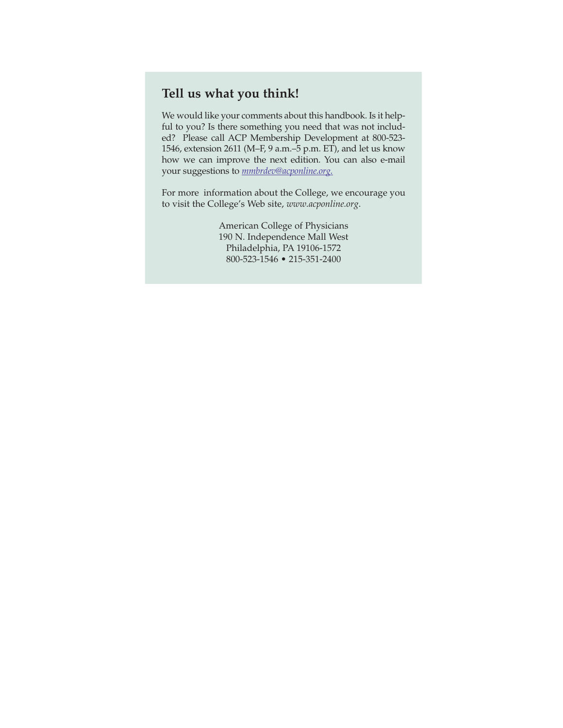## Tell us what you think!

We would like your comments about this handbook. Is it helpful to you? Is there something you need that was not included? Please call ACP Membership Development at 800-523-1546, extension 2611 (M–F, 9 a.m.–5 p.m. ET), and let us know how we can improve the next edition. You can also e-mail your suggestions to *mmbrdev@acponline.org.*

For more information about the College, we encourage you to visit the College's Web site, *www.acponline.org*.

American College of Physicians
190 N. Independence Mall West
Philadelphia, PA 19106-1572
800-523-1546 • 215-351-2400